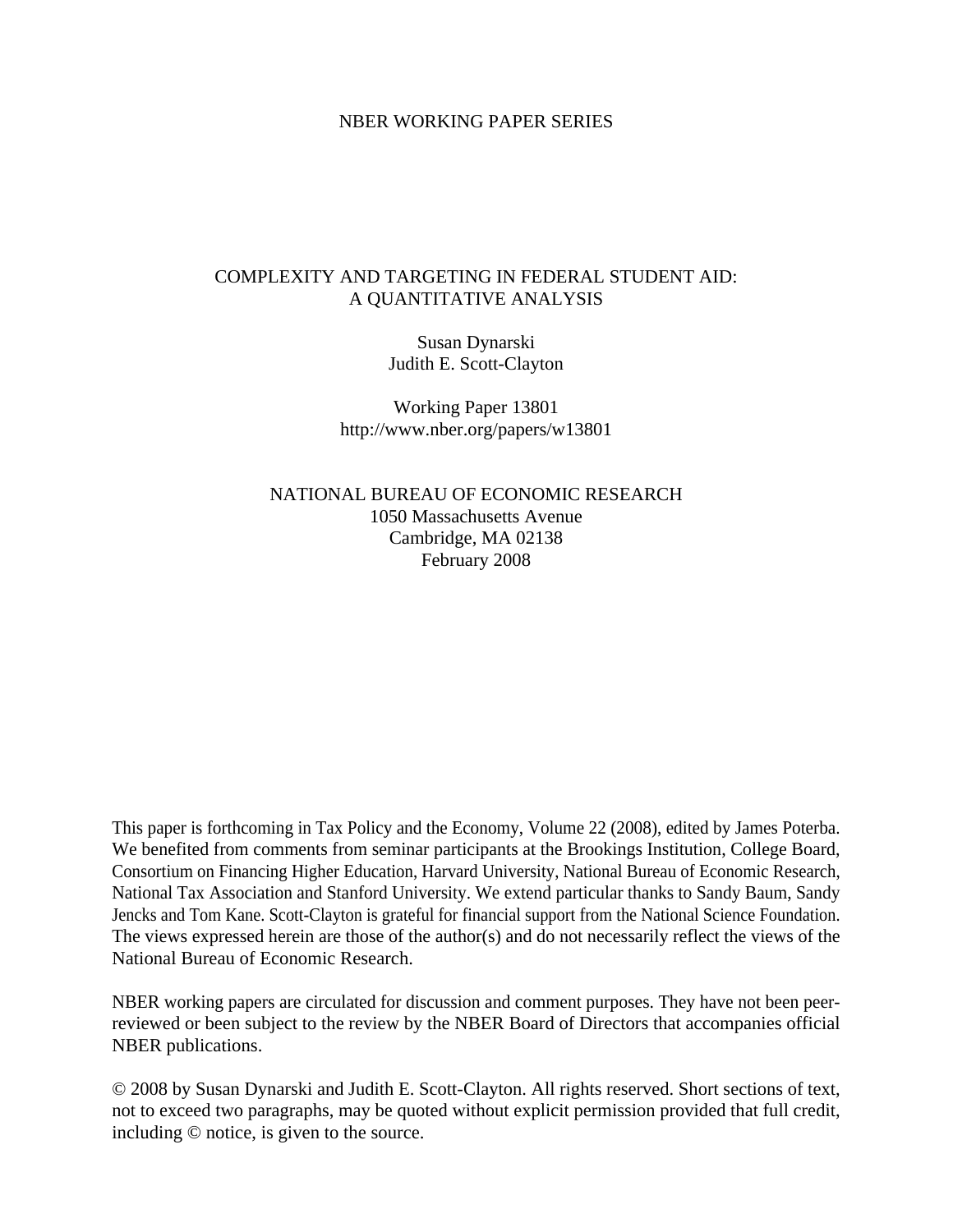NBER WORKING PAPER SERIES

# COMPLEXITY AND TARGETING IN FEDERAL STUDENT AID: A QUANTITATIVE ANALYSIS

Susan Dynarski
Judith E. Scott-Clayton

Working Paper 13801
http://www.nber.org/papers/w13801

NATIONAL BUREAU OF ECONOMIC RESEARCH
1050 Massachusetts Avenue
Cambridge, MA 02138
February 2008

This paper is forthcoming in Tax Policy and the Economy, Volume 22 (2008), edited by James Poterba. We benefited from comments from seminar participants at the Brookings Institution, College Board, Consortium on Financing Higher Education, Harvard University, National Bureau of Economic Research, National Tax Association and Stanford University. We extend particular thanks to Sandy Baum, Sandy Jencks and Tom Kane. Scott-Clayton is grateful for financial support from the National Science Foundation. The views expressed herein are those of the author(s) and do not necessarily reflect the views of the National Bureau of Economic Research.

NBER working papers are circulated for discussion and comment purposes. They have not been peer-reviewed or been subject to the review by the NBER Board of Directors that accompanies official NBER publications.

© 2008 by Susan Dynarski and Judith E. Scott-Clayton. All rights reserved. Short sections of text, not to exceed two paragraphs, may be quoted without explicit permission provided that full credit, including © notice, is given to the source.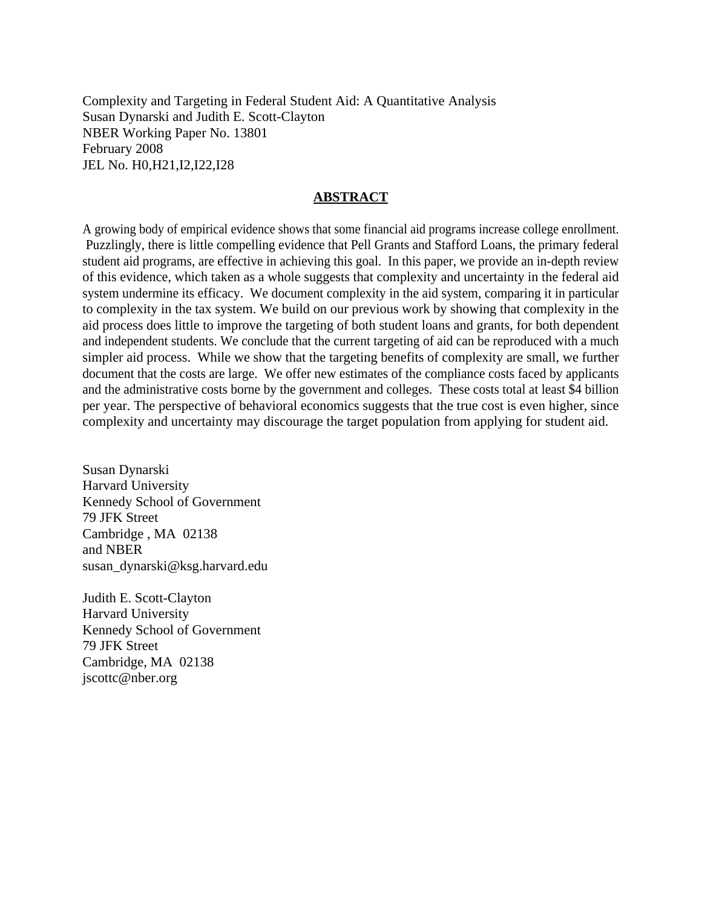Complexity and Targeting in Federal Student Aid: A Quantitative Analysis
Susan Dynarski and Judith E. Scott-Clayton
NBER Working Paper No. 13801
February 2008
JEL No. H0,H21,I2,I22,I28

## ABSTRACT

A growing body of empirical evidence shows that some financial aid programs increase college enrollment. Puzzlingly, there is little compelling evidence that Pell Grants and Stafford Loans, the primary federal student aid programs, are effective in achieving this goal. In this paper, we provide an in-depth review of this evidence, which taken as a whole suggests that complexity and uncertainty in the federal aid system undermine its efficacy. We document complexity in the aid system, comparing it in particular to complexity in the tax system. We build on our previous work by showing that complexity in the aid process does little to improve the targeting of both student loans and grants, for both dependent and independent students. We conclude that the current targeting of aid can be reproduced with a much simpler aid process. While we show that the targeting benefits of complexity are small, we further document that the costs are large. We offer new estimates of the compliance costs faced by applicants and the administrative costs borne by the government and colleges. These costs total at least $4 billion per year. The perspective of behavioral economics suggests that the true cost is even higher, since complexity and uncertainty may discourage the target population from applying for student aid.

Susan Dynarski
Harvard University
Kennedy School of Government
79 JFK Street
Cambridge , MA 02138
and NBER
susan_dynarski@ksg.harvard.edu

Judith E. Scott-Clayton
Harvard University
Kennedy School of Government
79 JFK Street
Cambridge, MA 02138
jscottc@nber.org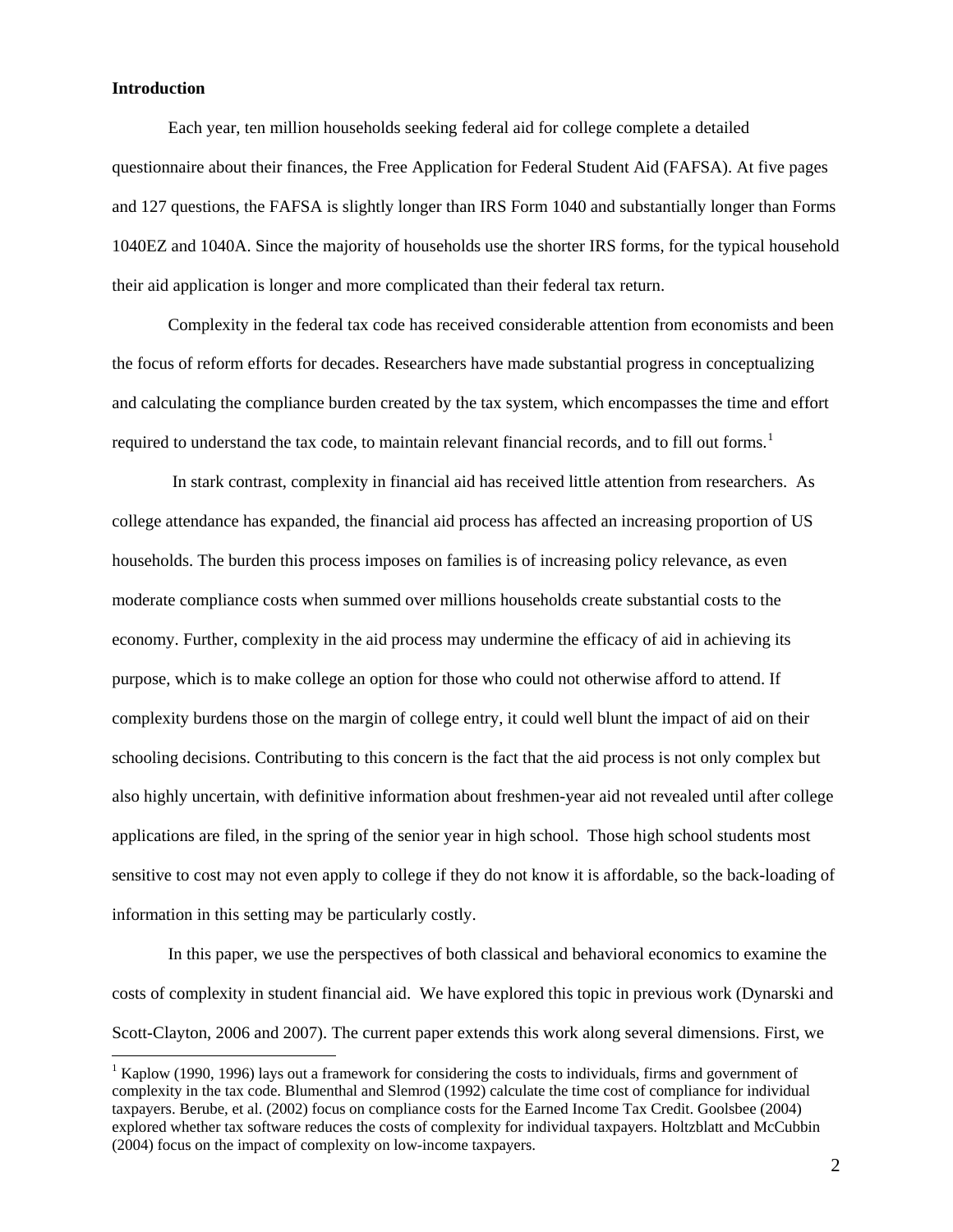## Introduction

Each year, ten million households seeking federal aid for college complete a detailed questionnaire about their finances, the Free Application for Federal Student Aid (FAFSA). At five pages and 127 questions, the FAFSA is slightly longer than IRS Form 1040 and substantially longer than Forms 1040EZ and 1040A. Since the majority of households use the shorter IRS forms, for the typical household their aid application is longer and more complicated than their federal tax return.

Complexity in the federal tax code has received considerable attention from economists and been the focus of reform efforts for decades. Researchers have made substantial progress in conceptualizing and calculating the compliance burden created by the tax system, which encompasses the time and effort required to understand the tax code, to maintain relevant financial records, and to fill out forms.[1]

In stark contrast, complexity in financial aid has received little attention from researchers. As college attendance has expanded, the financial aid process has affected an increasing proportion of US households. The burden this process imposes on families is of increasing policy relevance, as even moderate compliance costs when summed over millions households create substantial costs to the economy. Further, complexity in the aid process may undermine the efficacy of aid in achieving its purpose, which is to make college an option for those who could not otherwise afford to attend. If complexity burdens those on the margin of college entry, it could well blunt the impact of aid on their schooling decisions. Contributing to this concern is the fact that the aid process is not only complex but also highly uncertain, with definitive information about freshmen-year aid not revealed until after college applications are filed, in the spring of the senior year in high school. Those high school students most sensitive to cost may not even apply to college if they do not know it is affordable, so the back-loading of information in this setting may be particularly costly.

In this paper, we use the perspectives of both classical and behavioral economics to examine the costs of complexity in student financial aid. We have explored this topic in previous work (Dynarski and Scott-Clayton, 2006 and 2007). The current paper extends this work along several dimensions. First, we

[1] Kaplow (1990, 1996) lays out a framework for considering the costs to individuals, firms and government of complexity in the tax code. Blumenthal and Slemrod (1992) calculate the time cost of compliance for individual taxpayers. Berube, et al. (2002) focus on compliance costs for the Earned Income Tax Credit. Goolsbee (2004) explored whether tax software reduces the costs of complexity for individual taxpayers. Holtzblatt and McCubbin (2004) focus on the impact of complexity on low-income taxpayers.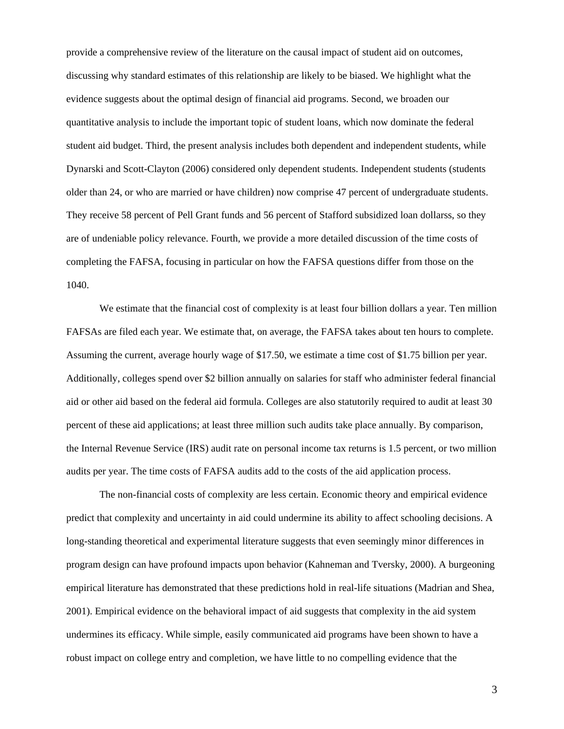provide a comprehensive review of the literature on the causal impact of student aid on outcomes, discussing why standard estimates of this relationship are likely to be biased. We highlight what the evidence suggests about the optimal design of financial aid programs. Second, we broaden our quantitative analysis to include the important topic of student loans, which now dominate the federal student aid budget. Third, the present analysis includes both dependent and independent students, while Dynarski and Scott-Clayton (2006) considered only dependent students. Independent students (students older than 24, or who are married or have children) now comprise 47 percent of undergraduate students. They receive 58 percent of Pell Grant funds and 56 percent of Stafford subsidized loan dollarss, so they are of undeniable policy relevance. Fourth, we provide a more detailed discussion of the time costs of completing the FAFSA, focusing in particular on how the FAFSA questions differ from those on the 1040.

We estimate that the financial cost of complexity is at least four billion dollars a year. Ten million FAFSAs are filed each year. We estimate that, on average, the FAFSA takes about ten hours to complete. Assuming the current, average hourly wage of $17.50, we estimate a time cost of $1.75 billion per year. Additionally, colleges spend over $2 billion annually on salaries for staff who administer federal financial aid or other aid based on the federal aid formula. Colleges are also statutorily required to audit at least 30 percent of these aid applications; at least three million such audits take place annually. By comparison, the Internal Revenue Service (IRS) audit rate on personal income tax returns is 1.5 percent, or two million audits per year. The time costs of FAFSA audits add to the costs of the aid application process.

The non-financial costs of complexity are less certain. Economic theory and empirical evidence predict that complexity and uncertainty in aid could undermine its ability to affect schooling decisions. A long-standing theoretical and experimental literature suggests that even seemingly minor differences in program design can have profound impacts upon behavior (Kahneman and Tversky, 2000). A burgeoning empirical literature has demonstrated that these predictions hold in real-life situations (Madrian and Shea, 2001). Empirical evidence on the behavioral impact of aid suggests that complexity in the aid system undermines its efficacy. While simple, easily communicated aid programs have been shown to have a robust impact on college entry and completion, we have little to no compelling evidence that the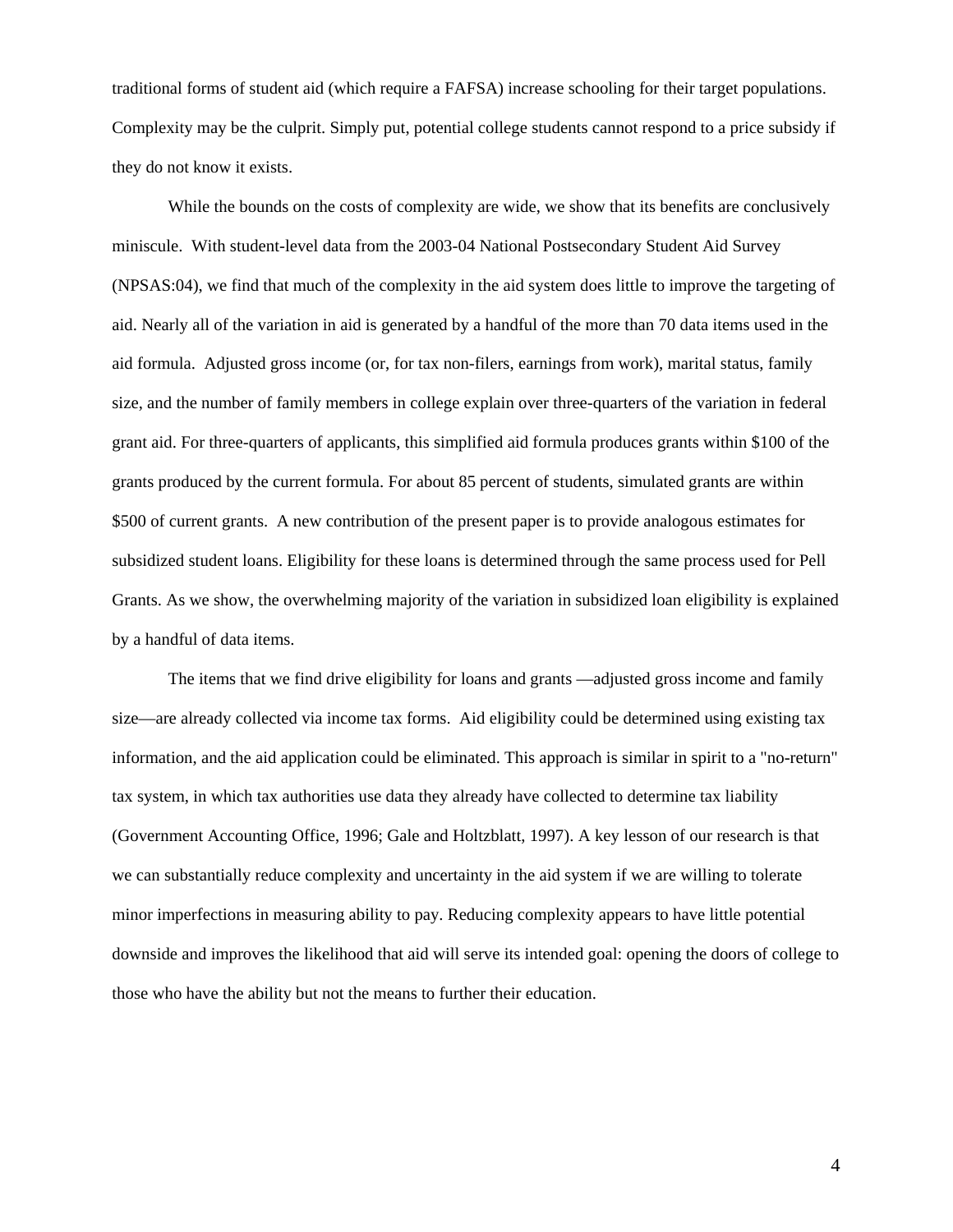traditional forms of student aid (which require a FAFSA) increase schooling for their target populations. Complexity may be the culprit. Simply put, potential college students cannot respond to a price subsidy if they do not know it exists.

While the bounds on the costs of complexity are wide, we show that its benefits are conclusively miniscule. With student-level data from the 2003-04 National Postsecondary Student Aid Survey (NPSAS:04), we find that much of the complexity in the aid system does little to improve the targeting of aid. Nearly all of the variation in aid is generated by a handful of the more than 70 data items used in the aid formula. Adjusted gross income (or, for tax non-filers, earnings from work), marital status, family size, and the number of family members in college explain over three-quarters of the variation in federal grant aid. For three-quarters of applicants, this simplified aid formula produces grants within \$100 of the grants produced by the current formula. For about 85 percent of students, simulated grants are within \$500 of current grants. A new contribution of the present paper is to provide analogous estimates for subsidized student loans. Eligibility for these loans is determined through the same process used for Pell Grants. As we show, the overwhelming majority of the variation in subsidized loan eligibility is explained by a handful of data items.

The items that we find drive eligibility for loans and grants —adjusted gross income and family size—are already collected via income tax forms. Aid eligibility could be determined using existing tax information, and the aid application could be eliminated. This approach is similar in spirit to a "no-return" tax system, in which tax authorities use data they already have collected to determine tax liability (Government Accounting Office, 1996; Gale and Holtzblatt, 1997). A key lesson of our research is that we can substantially reduce complexity and uncertainty in the aid system if we are willing to tolerate minor imperfections in measuring ability to pay. Reducing complexity appears to have little potential downside and improves the likelihood that aid will serve its intended goal: opening the doors of college to those who have the ability but not the means to further their education.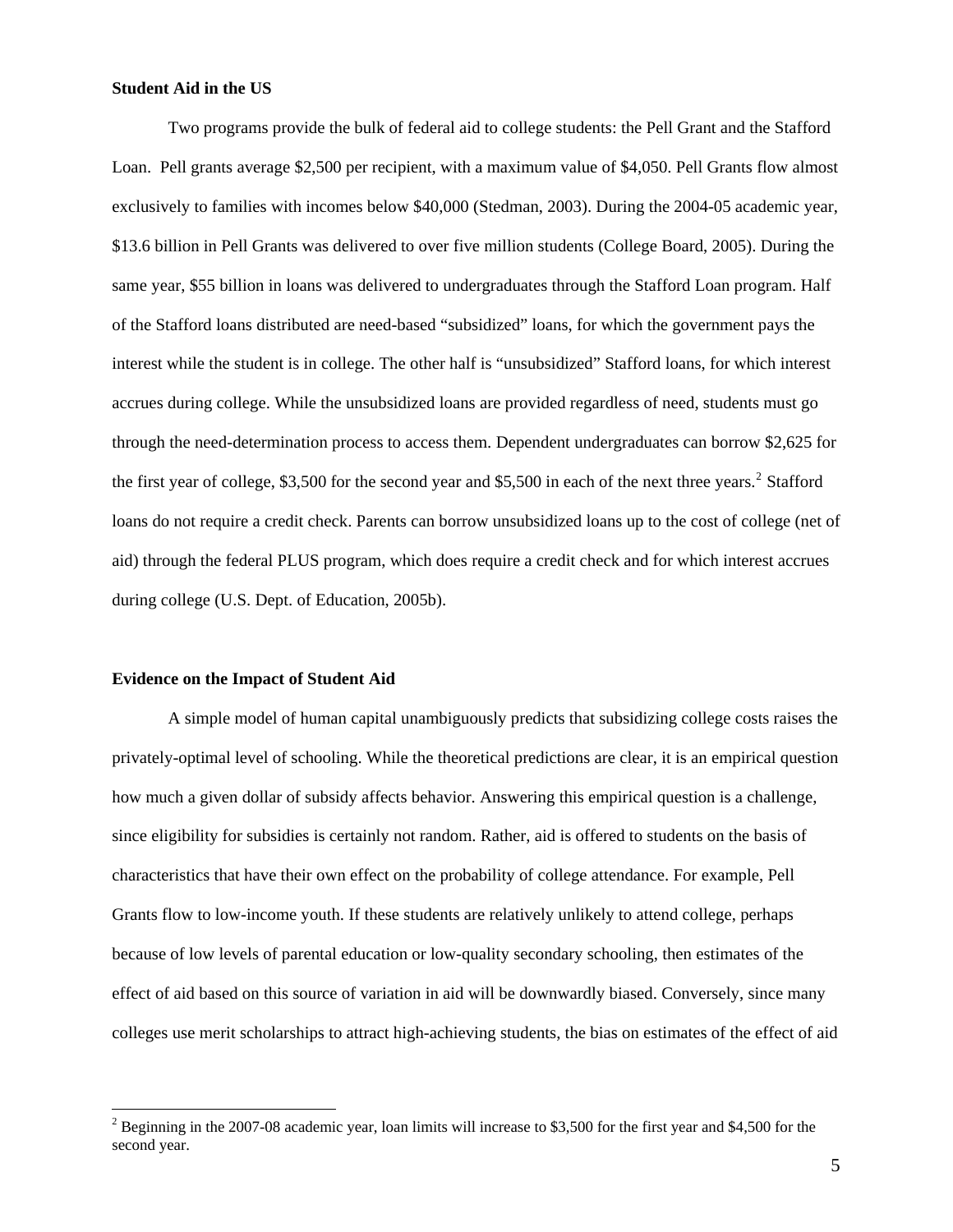**Student Aid in the US**

Two programs provide the bulk of federal aid to college students: the Pell Grant and the Stafford Loan. Pell grants average $2,500 per recipient, with a maximum value of $4,050. Pell Grants flow almost exclusively to families with incomes below $40,000 (Stedman, 2003). During the 2004-05 academic year, $13.6 billion in Pell Grants was delivered to over five million students (College Board, 2005). During the same year, $55 billion in loans was delivered to undergraduates through the Stafford Loan program. Half of the Stafford loans distributed are need-based "subsidized" loans, for which the government pays the interest while the student is in college. The other half is "unsubsidized" Stafford loans, for which interest accrues during college. While the unsubsidized loans are provided regardless of need, students must go through the need-determination process to access them. Dependent undergraduates can borrow $2,625 for the first year of college, $3,500 for the second year and $5,500 in each of the next three years.[2] Stafford loans do not require a credit check. Parents can borrow unsubsidized loans up to the cost of college (net of aid) through the federal PLUS program, which does require a credit check and for which interest accrues during college (U.S. Dept. of Education, 2005b).

**Evidence on the Impact of Student Aid**

A simple model of human capital unambiguously predicts that subsidizing college costs raises the privately-optimal level of schooling. While the theoretical predictions are clear, it is an empirical question how much a given dollar of subsidy affects behavior. Answering this empirical question is a challenge, since eligibility for subsidies is certainly not random. Rather, aid is offered to students on the basis of characteristics that have their own effect on the probability of college attendance. For example, Pell Grants flow to low-income youth. If these students are relatively unlikely to attend college, perhaps because of low levels of parental education or low-quality secondary schooling, then estimates of the effect of aid based on this source of variation in aid will be downwardly biased. Conversely, since many colleges use merit scholarships to attract high-achieving students, the bias on estimates of the effect of aid

[2] Beginning in the 2007-08 academic year, loan limits will increase to $3,500 for the first year and $4,500 for the second year.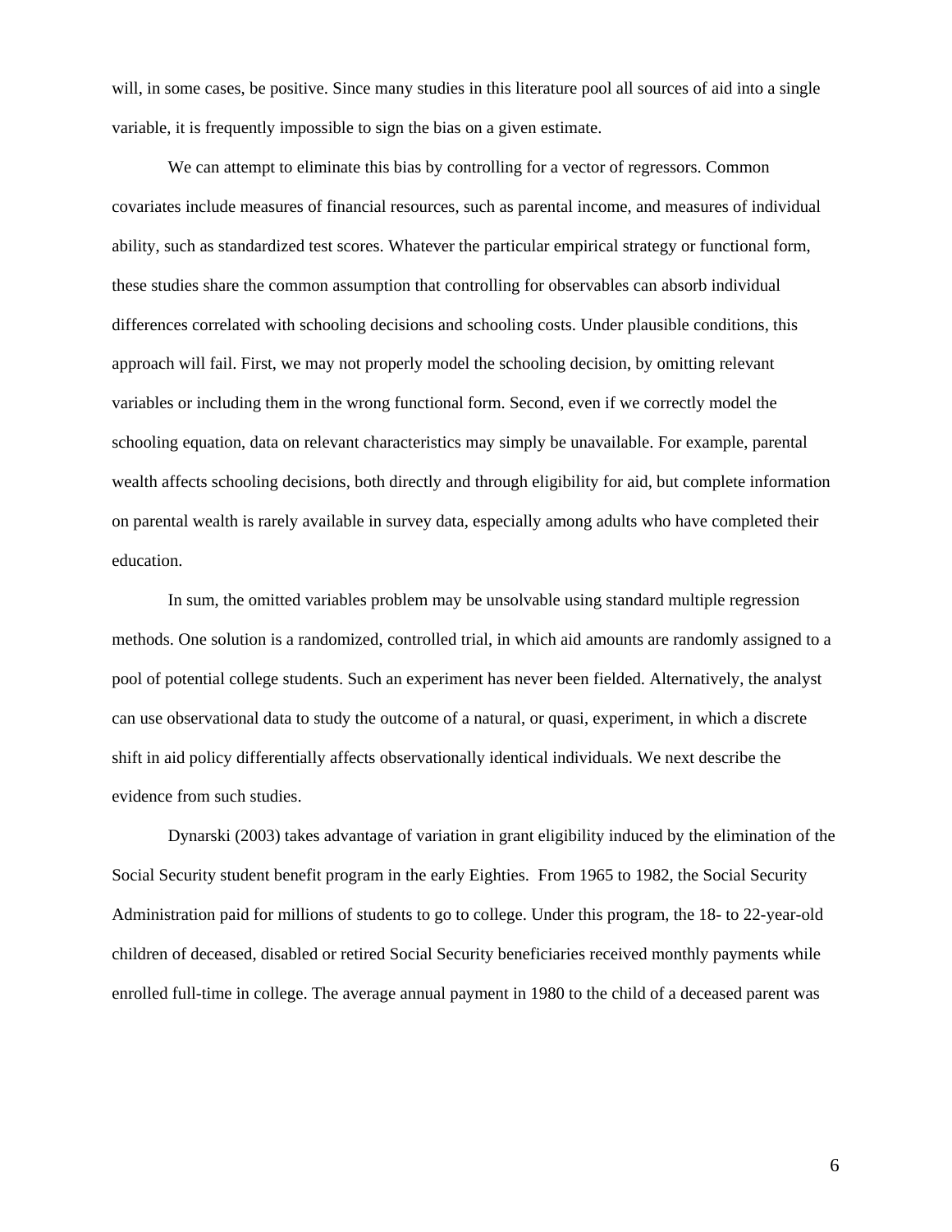will, in some cases, be positive. Since many studies in this literature pool all sources of aid into a single variable, it is frequently impossible to sign the bias on a given estimate.

We can attempt to eliminate this bias by controlling for a vector of regressors. Common covariates include measures of financial resources, such as parental income, and measures of individual ability, such as standardized test scores. Whatever the particular empirical strategy or functional form, these studies share the common assumption that controlling for observables can absorb individual differences correlated with schooling decisions and schooling costs. Under plausible conditions, this approach will fail. First, we may not properly model the schooling decision, by omitting relevant variables or including them in the wrong functional form. Second, even if we correctly model the schooling equation, data on relevant characteristics may simply be unavailable. For example, parental wealth affects schooling decisions, both directly and through eligibility for aid, but complete information on parental wealth is rarely available in survey data, especially among adults who have completed their education.

In sum, the omitted variables problem may be unsolvable using standard multiple regression methods. One solution is a randomized, controlled trial, in which aid amounts are randomly assigned to a pool of potential college students. Such an experiment has never been fielded. Alternatively, the analyst can use observational data to study the outcome of a natural, or quasi, experiment, in which a discrete shift in aid policy differentially affects observationally identical individuals. We next describe the evidence from such studies.

Dynarski (2003) takes advantage of variation in grant eligibility induced by the elimination of the Social Security student benefit program in the early Eighties. From 1965 to 1982, the Social Security Administration paid for millions of students to go to college. Under this program, the 18- to 22-year-old children of deceased, disabled or retired Social Security beneficiaries received monthly payments while enrolled full-time in college. The average annual payment in 1980 to the child of a deceased parent was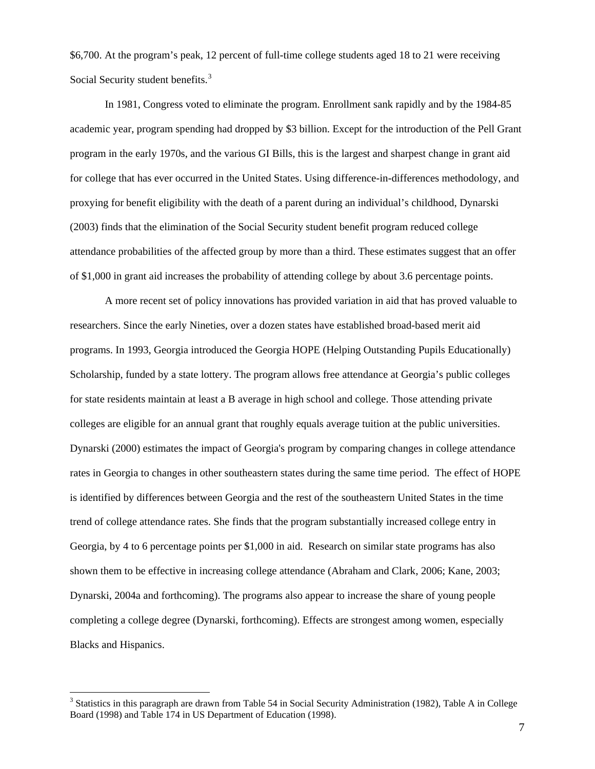$6,700. At the program's peak, 12 percent of full-time college students aged 18 to 21 were receiving Social Security student benefits.[3]

In 1981, Congress voted to eliminate the program. Enrollment sank rapidly and by the 1984-85 academic year, program spending had dropped by $3 billion. Except for the introduction of the Pell Grant program in the early 1970s, and the various GI Bills, this is the largest and sharpest change in grant aid for college that has ever occurred in the United States. Using difference-in-differences methodology, and proxying for benefit eligibility with the death of a parent during an individual's childhood, Dynarski (2003) finds that the elimination of the Social Security student benefit program reduced college attendance probabilities of the affected group by more than a third. These estimates suggest that an offer of $1,000 in grant aid increases the probability of attending college by about 3.6 percentage points.

A more recent set of policy innovations has provided variation in aid that has proved valuable to researchers. Since the early Nineties, over a dozen states have established broad-based merit aid programs. In 1993, Georgia introduced the Georgia HOPE (Helping Outstanding Pupils Educationally) Scholarship, funded by a state lottery. The program allows free attendance at Georgia's public colleges for state residents maintain at least a B average in high school and college. Those attending private colleges are eligible for an annual grant that roughly equals average tuition at the public universities. Dynarski (2000) estimates the impact of Georgia's program by comparing changes in college attendance rates in Georgia to changes in other southeastern states during the same time period. The effect of HOPE is identified by differences between Georgia and the rest of the southeastern United States in the time trend of college attendance rates. She finds that the program substantially increased college entry in Georgia, by 4 to 6 percentage points per $1,000 in aid. Research on similar state programs has also shown them to be effective in increasing college attendance (Abraham and Clark, 2006; Kane, 2003; Dynarski, 2004a and forthcoming). The programs also appear to increase the share of young people completing a college degree (Dynarski, forthcoming). Effects are strongest among women, especially Blacks and Hispanics.

[3] Statistics in this paragraph are drawn from Table 54 in Social Security Administration (1982), Table A in College Board (1998) and Table 174 in US Department of Education (1998).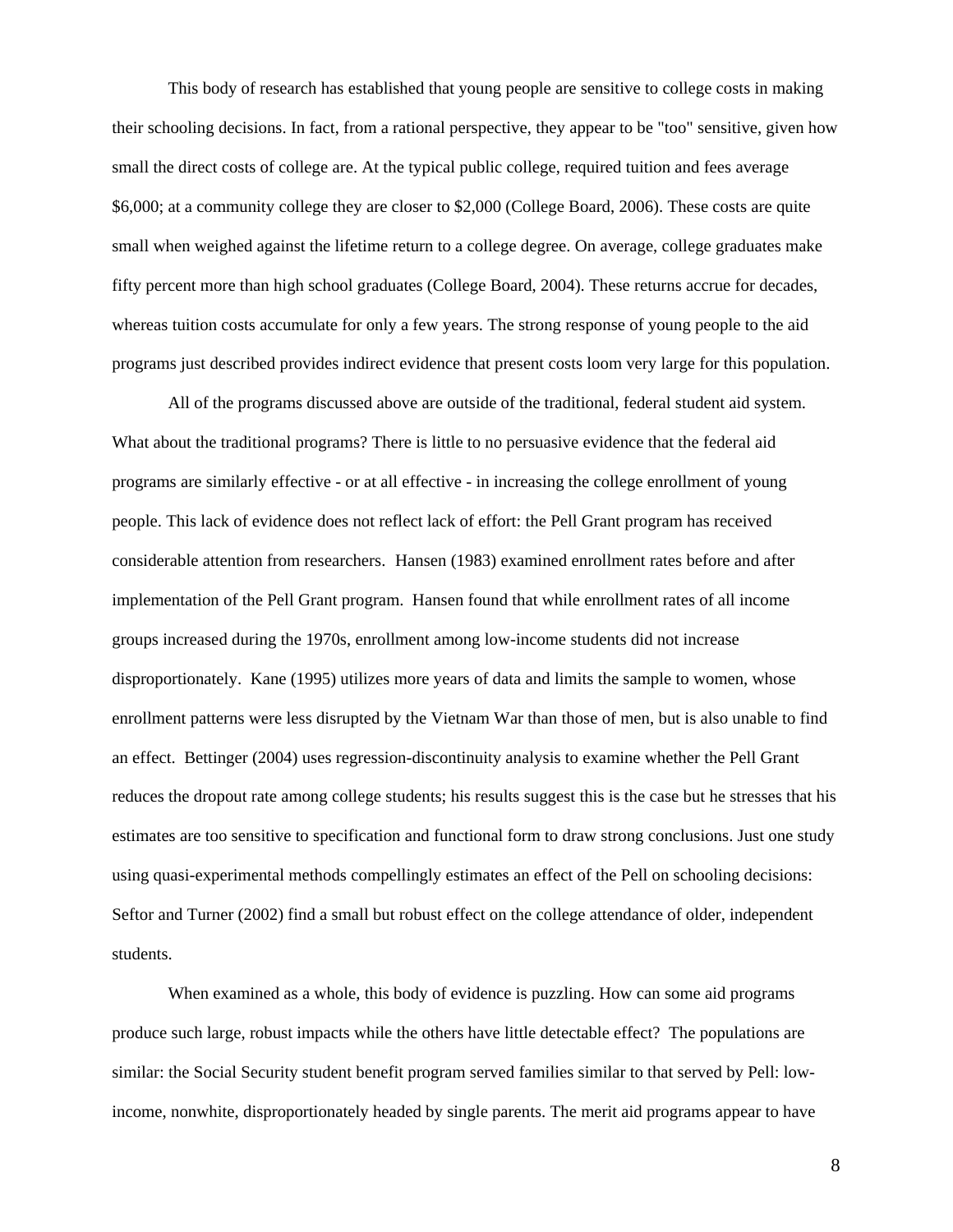This body of research has established that young people are sensitive to college costs in making their schooling decisions. In fact, from a rational perspective, they appear to be "too" sensitive, given how small the direct costs of college are. At the typical public college, required tuition and fees average $6,000; at a community college they are closer to $2,000 (College Board, 2006). These costs are quite small when weighed against the lifetime return to a college degree. On average, college graduates make fifty percent more than high school graduates (College Board, 2004). These returns accrue for decades, whereas tuition costs accumulate for only a few years. The strong response of young people to the aid programs just described provides indirect evidence that present costs loom very large for this population.

All of the programs discussed above are outside of the traditional, federal student aid system. What about the traditional programs? There is little to no persuasive evidence that the federal aid programs are similarly effective - or at all effective - in increasing the college enrollment of young people. This lack of evidence does not reflect lack of effort: the Pell Grant program has received considerable attention from researchers. Hansen (1983) examined enrollment rates before and after implementation of the Pell Grant program. Hansen found that while enrollment rates of all income groups increased during the 1970s, enrollment among low-income students did not increase disproportionately. Kane (1995) utilizes more years of data and limits the sample to women, whose enrollment patterns were less disrupted by the Vietnam War than those of men, but is also unable to find an effect. Bettinger (2004) uses regression-discontinuity analysis to examine whether the Pell Grant reduces the dropout rate among college students; his results suggest this is the case but he stresses that his estimates are too sensitive to specification and functional form to draw strong conclusions. Just one study using quasi-experimental methods compellingly estimates an effect of the Pell on schooling decisions: Seftor and Turner (2002) find a small but robust effect on the college attendance of older, independent students.

When examined as a whole, this body of evidence is puzzling. How can some aid programs produce such large, robust impacts while the others have little detectable effect? The populations are similar: the Social Security student benefit program served families similar to that served by Pell: low-income, nonwhite, disproportionately headed by single parents. The merit aid programs appear to have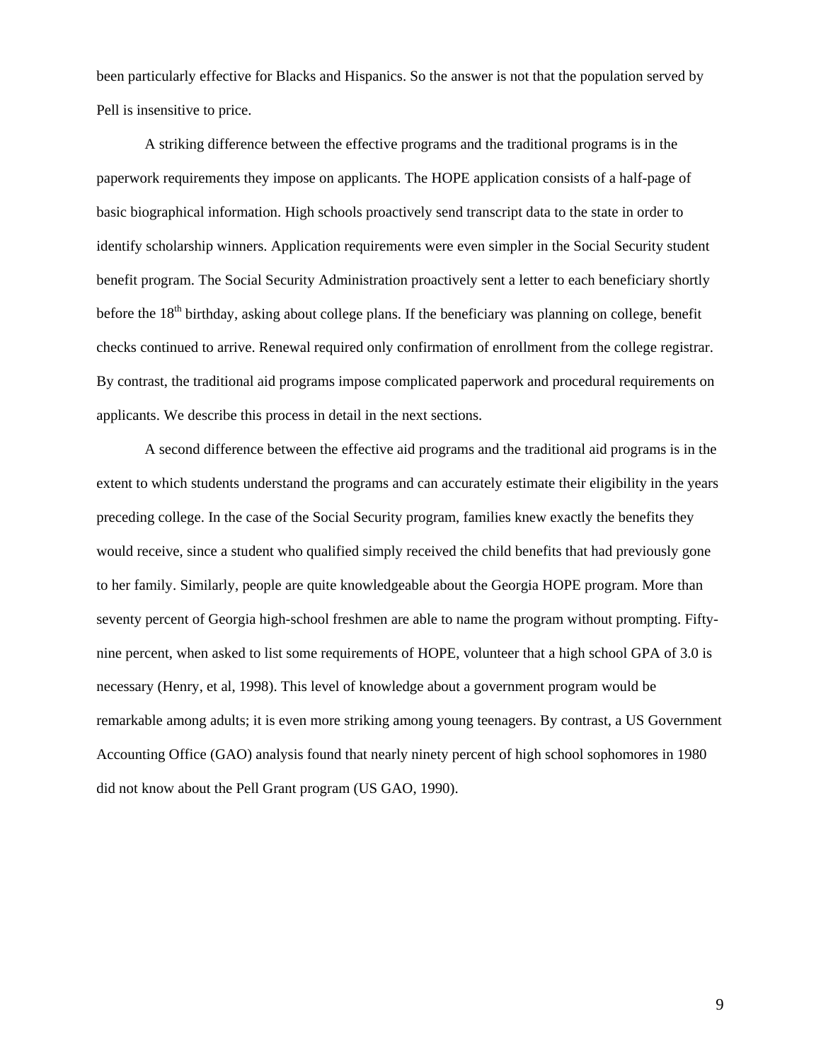been particularly effective for Blacks and Hispanics. So the answer is not that the population served by Pell is insensitive to price.

A striking difference between the effective programs and the traditional programs is in the paperwork requirements they impose on applicants. The HOPE application consists of a half-page of basic biographical information. High schools proactively send transcript data to the state in order to identify scholarship winners. Application requirements were even simpler in the Social Security student benefit program. The Social Security Administration proactively sent a letter to each beneficiary shortly before the 18th birthday, asking about college plans. If the beneficiary was planning on college, benefit checks continued to arrive. Renewal required only confirmation of enrollment from the college registrar. By contrast, the traditional aid programs impose complicated paperwork and procedural requirements on applicants. We describe this process in detail in the next sections.

A second difference between the effective aid programs and the traditional aid programs is in the extent to which students understand the programs and can accurately estimate their eligibility in the years preceding college. In the case of the Social Security program, families knew exactly the benefits they would receive, since a student who qualified simply received the child benefits that had previously gone to her family. Similarly, people are quite knowledgeable about the Georgia HOPE program. More than seventy percent of Georgia high-school freshmen are able to name the program without prompting. Fifty-nine percent, when asked to list some requirements of HOPE, volunteer that a high school GPA of 3.0 is necessary (Henry, et al, 1998). This level of knowledge about a government program would be remarkable among adults; it is even more striking among young teenagers. By contrast, a US Government Accounting Office (GAO) analysis found that nearly ninety percent of high school sophomores in 1980 did not know about the Pell Grant program (US GAO, 1990).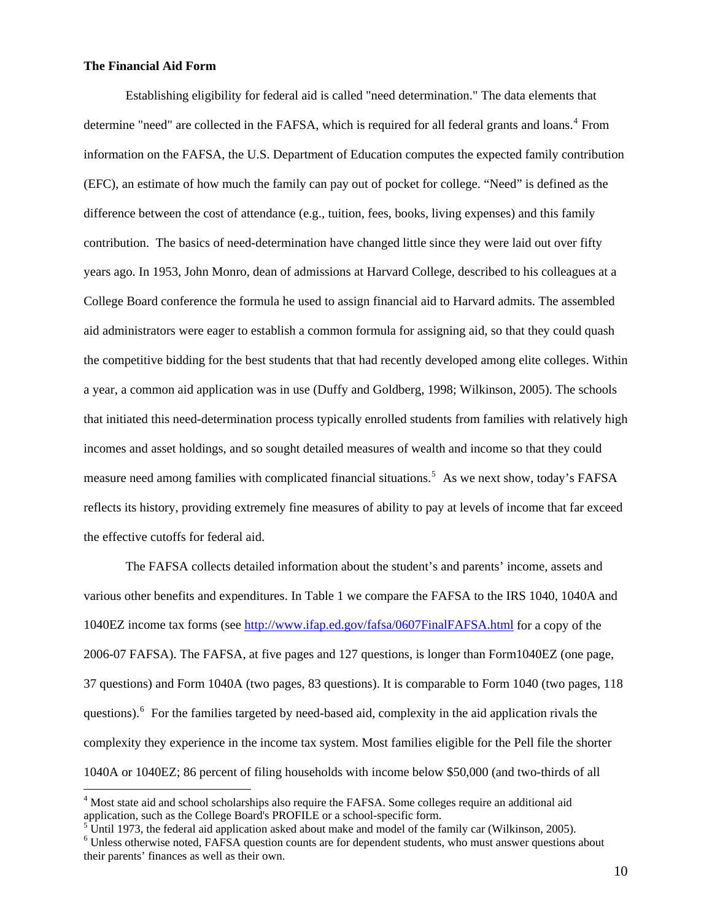**The Financial Aid Form**

Establishing eligibility for federal aid is called "need determination." The data elements that determine "need" are collected in the FAFSA, which is required for all federal grants and loans.[4] From information on the FAFSA, the U.S. Department of Education computes the expected family contribution (EFC), an estimate of how much the family can pay out of pocket for college. "Need" is defined as the difference between the cost of attendance (e.g., tuition, fees, books, living expenses) and this family contribution. The basics of need-determination have changed little since they were laid out over fifty years ago. In 1953, John Monro, dean of admissions at Harvard College, described to his colleagues at a College Board conference the formula he used to assign financial aid to Harvard admits. The assembled aid administrators were eager to establish a common formula for assigning aid, so that they could quash the competitive bidding for the best students that that had recently developed among elite colleges. Within a year, a common aid application was in use (Duffy and Goldberg, 1998; Wilkinson, 2005). The schools that initiated this need-determination process typically enrolled students from families with relatively high incomes and asset holdings, and so sought detailed measures of wealth and income so that they could measure need among families with complicated financial situations.[5] As we next show, today's FAFSA reflects its history, providing extremely fine measures of ability to pay at levels of income that far exceed the effective cutoffs for federal aid.

The FAFSA collects detailed information about the student's and parents' income, assets and various other benefits and expenditures. In Table 1 we compare the FAFSA to the IRS 1040, 1040A and 1040EZ income tax forms (see http://www.ifap.ed.gov/fafsa/0607FinalFAFSA.html for a copy of the 2006-07 FAFSA). The FAFSA, at five pages and 127 questions, is longer than Form1040EZ (one page, 37 questions) and Form 1040A (two pages, 83 questions). It is comparable to Form 1040 (two pages, 118 questions).[6] For the families targeted by need-based aid, complexity in the aid application rivals the complexity they experience in the income tax system. Most families eligible for the Pell file the shorter 1040A or 1040EZ; 86 percent of filing households with income below $50,000 (and two-thirds of all

[4] Most state aid and school scholarships also require the FAFSA. Some colleges require an additional aid application, such as the College Board's PROFILE or a school-specific form.

[5] Until 1973, the federal aid application asked about make and model of the family car (Wilkinson, 2005).

[6] Unless otherwise noted, FAFSA question counts are for dependent students, who must answer questions about their parents' finances as well as their own.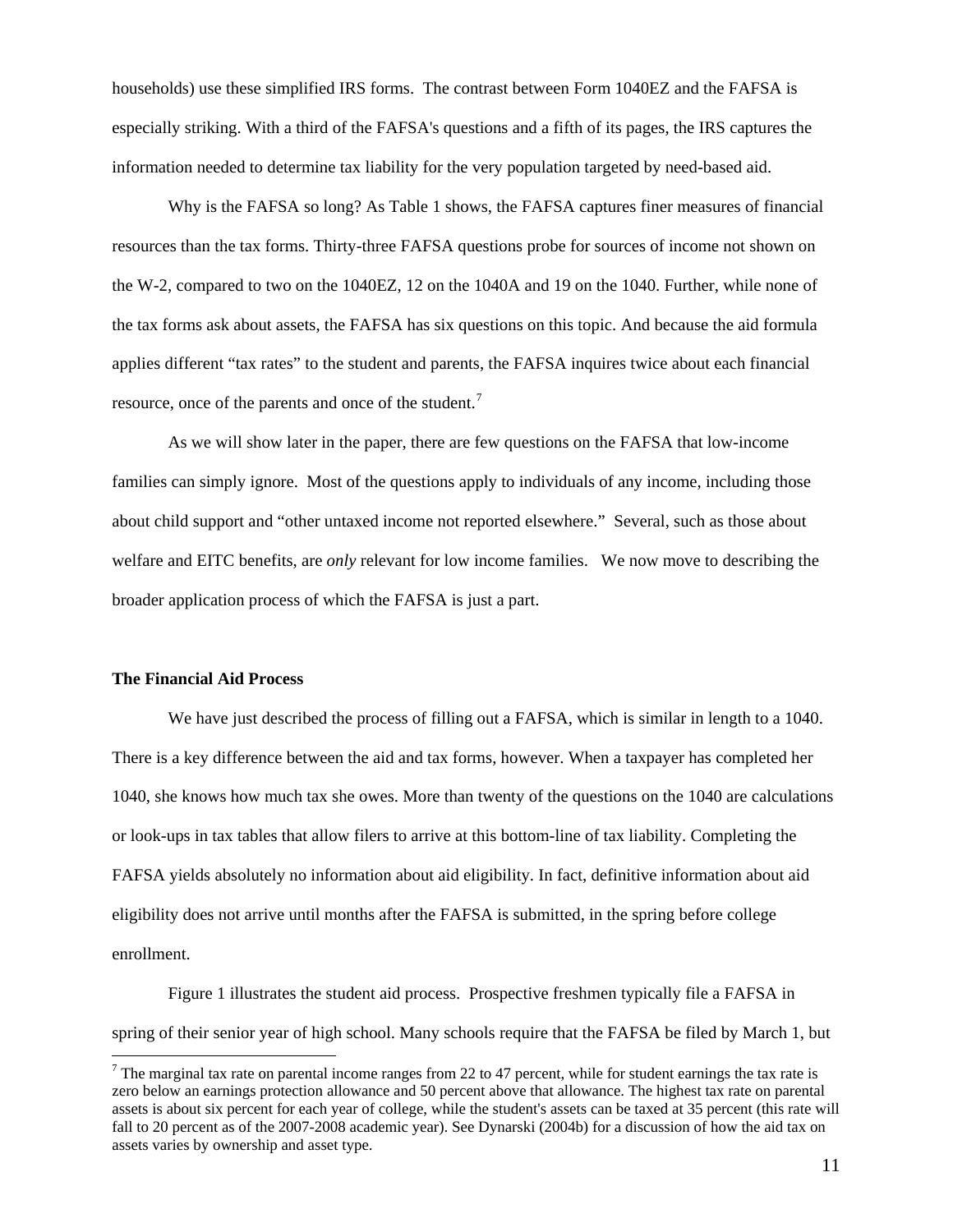households) use these simplified IRS forms. The contrast between Form 1040EZ and the FAFSA is especially striking. With a third of the FAFSA's questions and a fifth of its pages, the IRS captures the information needed to determine tax liability for the very population targeted by need-based aid.

Why is the FAFSA so long? As Table 1 shows, the FAFSA captures finer measures of financial resources than the tax forms. Thirty-three FAFSA questions probe for sources of income not shown on the W-2, compared to two on the 1040EZ, 12 on the 1040A and 19 on the 1040. Further, while none of the tax forms ask about assets, the FAFSA has six questions on this topic. And because the aid formula applies different "tax rates" to the student and parents, the FAFSA inquires twice about each financial resource, once of the parents and once of the student.[7]

As we will show later in the paper, there are few questions on the FAFSA that low-income families can simply ignore. Most of the questions apply to individuals of any income, including those about child support and "other untaxed income not reported elsewhere." Several, such as those about welfare and EITC benefits, are *only* relevant for low income families. We now move to describing the broader application process of which the FAFSA is just a part.

### The Financial Aid Process

We have just described the process of filling out a FAFSA, which is similar in length to a 1040. There is a key difference between the aid and tax forms, however. When a taxpayer has completed her 1040, she knows how much tax she owes. More than twenty of the questions on the 1040 are calculations or look-ups in tax tables that allow filers to arrive at this bottom-line of tax liability. Completing the FAFSA yields absolutely no information about aid eligibility. In fact, definitive information about aid eligibility does not arrive until months after the FAFSA is submitted, in the spring before college enrollment.

Figure 1 illustrates the student aid process. Prospective freshmen typically file a FAFSA in spring of their senior year of high school. Many schools require that the FAFSA be filed by March 1, but

---

[7] The marginal tax rate on parental income ranges from 22 to 47 percent, while for student earnings the tax rate is zero below an earnings protection allowance and 50 percent above that allowance. The highest tax rate on parental assets is about six percent for each year of college, while the student's assets can be taxed at 35 percent (this rate will fall to 20 percent as of the 2007-2008 academic year). See Dynarski (2004b) for a discussion of how the aid tax on assets varies by ownership and asset type.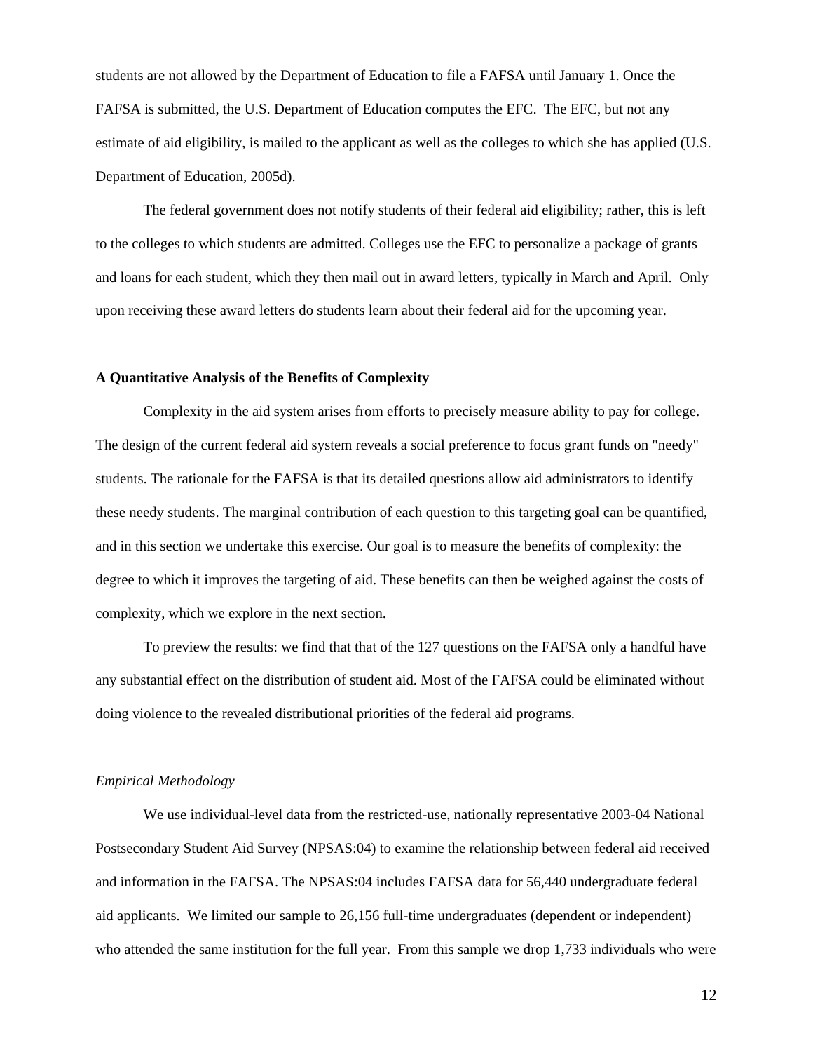students are not allowed by the Department of Education to file a FAFSA until January 1. Once the FAFSA is submitted, the U.S. Department of Education computes the EFC. The EFC, but not any estimate of aid eligibility, is mailed to the applicant as well as the colleges to which she has applied (U.S. Department of Education, 2005d).

The federal government does not notify students of their federal aid eligibility; rather, this is left to the colleges to which students are admitted. Colleges use the EFC to personalize a package of grants and loans for each student, which they then mail out in award letters, typically in March and April. Only upon receiving these award letters do students learn about their federal aid for the upcoming year.

**A Quantitative Analysis of the Benefits of Complexity**

Complexity in the aid system arises from efforts to precisely measure ability to pay for college. The design of the current federal aid system reveals a social preference to focus grant funds on "needy" students. The rationale for the FAFSA is that its detailed questions allow aid administrators to identify these needy students. The marginal contribution of each question to this targeting goal can be quantified, and in this section we undertake this exercise. Our goal is to measure the benefits of complexity: the degree to which it improves the targeting of aid. These benefits can then be weighed against the costs of complexity, which we explore in the next section.

To preview the results: we find that that of the 127 questions on the FAFSA only a handful have any substantial effect on the distribution of student aid. Most of the FAFSA could be eliminated without doing violence to the revealed distributional priorities of the federal aid programs.

*Empirical Methodology*

We use individual-level data from the restricted-use, nationally representative 2003-04 National Postsecondary Student Aid Survey (NPSAS:04) to examine the relationship between federal aid received and information in the FAFSA. The NPSAS:04 includes FAFSA data for 56,440 undergraduate federal aid applicants. We limited our sample to 26,156 full-time undergraduates (dependent or independent) who attended the same institution for the full year. From this sample we drop 1,733 individuals who were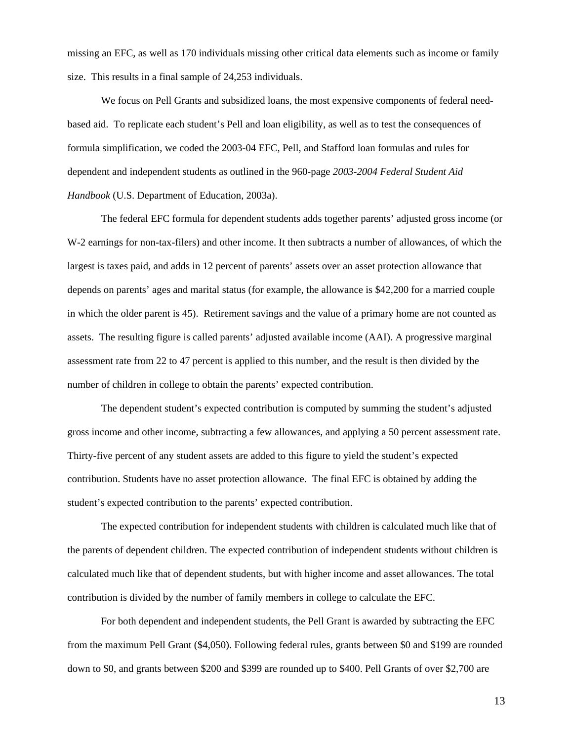missing an EFC, as well as 170 individuals missing other critical data elements such as income or family size. This results in a final sample of 24,253 individuals.

We focus on Pell Grants and subsidized loans, the most expensive components of federal need-based aid. To replicate each student's Pell and loan eligibility, as well as to test the consequences of formula simplification, we coded the 2003-04 EFC, Pell, and Stafford loan formulas and rules for dependent and independent students as outlined in the 960-page *2003-2004 Federal Student Aid Handbook* (U.S. Department of Education, 2003a).

The federal EFC formula for dependent students adds together parents' adjusted gross income (or W-2 earnings for non-tax-filers) and other income. It then subtracts a number of allowances, of which the largest is taxes paid, and adds in 12 percent of parents' assets over an asset protection allowance that depends on parents' ages and marital status (for example, the allowance is $42,200 for a married couple in which the older parent is 45). Retirement savings and the value of a primary home are not counted as assets. The resulting figure is called parents' adjusted available income (AAI). A progressive marginal assessment rate from 22 to 47 percent is applied to this number, and the result is then divided by the number of children in college to obtain the parents' expected contribution.

The dependent student's expected contribution is computed by summing the student's adjusted gross income and other income, subtracting a few allowances, and applying a 50 percent assessment rate. Thirty-five percent of any student assets are added to this figure to yield the student's expected contribution. Students have no asset protection allowance. The final EFC is obtained by adding the student's expected contribution to the parents' expected contribution.

The expected contribution for independent students with children is calculated much like that of the parents of dependent children. The expected contribution of independent students without children is calculated much like that of dependent students, but with higher income and asset allowances. The total contribution is divided by the number of family members in college to calculate the EFC.

For both dependent and independent students, the Pell Grant is awarded by subtracting the EFC from the maximum Pell Grant ($4,050). Following federal rules, grants between $0 and $199 are rounded down to $0, and grants between $200 and $399 are rounded up to $400. Pell Grants of over $2,700 are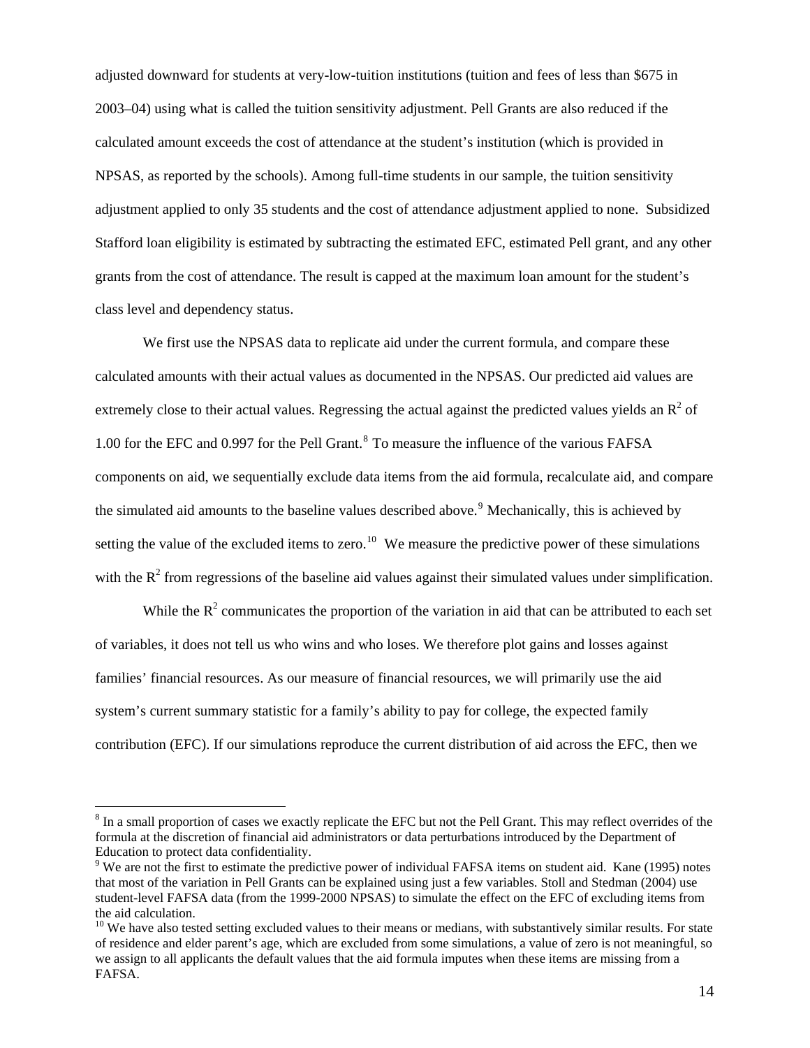adjusted downward for students at very-low-tuition institutions (tuition and fees of less than $675 in 2003–04) using what is called the tuition sensitivity adjustment. Pell Grants are also reduced if the calculated amount exceeds the cost of attendance at the student's institution (which is provided in NPSAS, as reported by the schools). Among full-time students in our sample, the tuition sensitivity adjustment applied to only 35 students and the cost of attendance adjustment applied to none. Subsidized Stafford loan eligibility is estimated by subtracting the estimated EFC, estimated Pell grant, and any other grants from the cost of attendance. The result is capped at the maximum loan amount for the student's class level and dependency status.

We first use the NPSAS data to replicate aid under the current formula, and compare these calculated amounts with their actual values as documented in the NPSAS. Our predicted aid values are extremely close to their actual values. Regressing the actual against the predicted values yields an $R^2$ of 1.00 for the EFC and 0.997 for the Pell Grant.[8] To measure the influence of the various FAFSA components on aid, we sequentially exclude data items from the aid formula, recalculate aid, and compare the simulated aid amounts to the baseline values described above.[9] Mechanically, this is achieved by setting the value of the excluded items to zero.[10] We measure the predictive power of these simulations with the $R^2$ from regressions of the baseline aid values against their simulated values under simplification.

While the $R^2$ communicates the proportion of the variation in aid that can be attributed to each set of variables, it does not tell us who wins and who loses. We therefore plot gains and losses against families' financial resources. As our measure of financial resources, we will primarily use the aid system's current summary statistic for a family's ability to pay for college, the expected family contribution (EFC). If our simulations reproduce the current distribution of aid across the EFC, then we

---

[8] In a small proportion of cases we exactly replicate the EFC but not the Pell Grant. This may reflect overrides of the formula at the discretion of financial aid administrators or data perturbations introduced by the Department of Education to protect data confidentiality.

[9] We are not the first to estimate the predictive power of individual FAFSA items on student aid. Kane (1995) notes that most of the variation in Pell Grants can be explained using just a few variables. Stoll and Stedman (2004) use student-level FAFSA data (from the 1999-2000 NPSAS) to simulate the effect on the EFC of excluding items from the aid calculation.

[10] We have also tested setting excluded values to their means or medians, with substantively similar results. For state of residence and elder parent's age, which are excluded from some simulations, a value of zero is not meaningful, so we assign to all applicants the default values that the aid formula imputes when these items are missing from a FAFSA.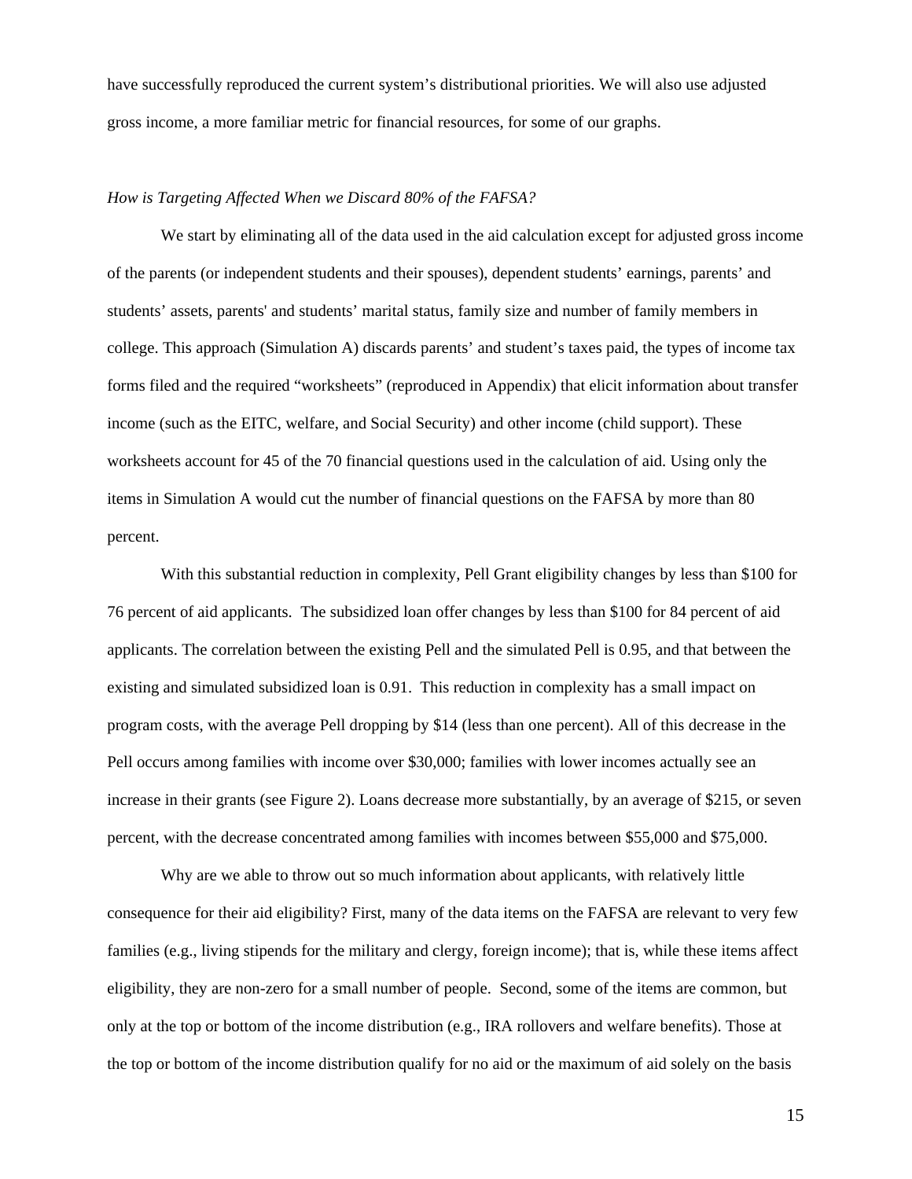have successfully reproduced the current system's distributional priorities. We will also use adjusted gross income, a more familiar metric for financial resources, for some of our graphs.

*How is Targeting Affected When we Discard 80% of the FAFSA?*

We start by eliminating all of the data used in the aid calculation except for adjusted gross income of the parents (or independent students and their spouses), dependent students' earnings, parents' and students' assets, parents' and students' marital status, family size and number of family members in college. This approach (Simulation A) discards parents' and student's taxes paid, the types of income tax forms filed and the required "worksheets" (reproduced in Appendix) that elicit information about transfer income (such as the EITC, welfare, and Social Security) and other income (child support). These worksheets account for 45 of the 70 financial questions used in the calculation of aid. Using only the items in Simulation A would cut the number of financial questions on the FAFSA by more than 80 percent.

With this substantial reduction in complexity, Pell Grant eligibility changes by less than $100 for 76 percent of aid applicants. The subsidized loan offer changes by less than $100 for 84 percent of aid applicants. The correlation between the existing Pell and the simulated Pell is 0.95, and that between the existing and simulated subsidized loan is 0.91. This reduction in complexity has a small impact on program costs, with the average Pell dropping by $14 (less than one percent). All of this decrease in the Pell occurs among families with income over $30,000; families with lower incomes actually see an increase in their grants (see Figure 2). Loans decrease more substantially, by an average of $215, or seven percent, with the decrease concentrated among families with incomes between $55,000 and $75,000.

Why are we able to throw out so much information about applicants, with relatively little consequence for their aid eligibility? First, many of the data items on the FAFSA are relevant to very few families (e.g., living stipends for the military and clergy, foreign income); that is, while these items affect eligibility, they are non-zero for a small number of people. Second, some of the items are common, but only at the top or bottom of the income distribution (e.g., IRA rollovers and welfare benefits). Those at the top or bottom of the income distribution qualify for no aid or the maximum of aid solely on the basis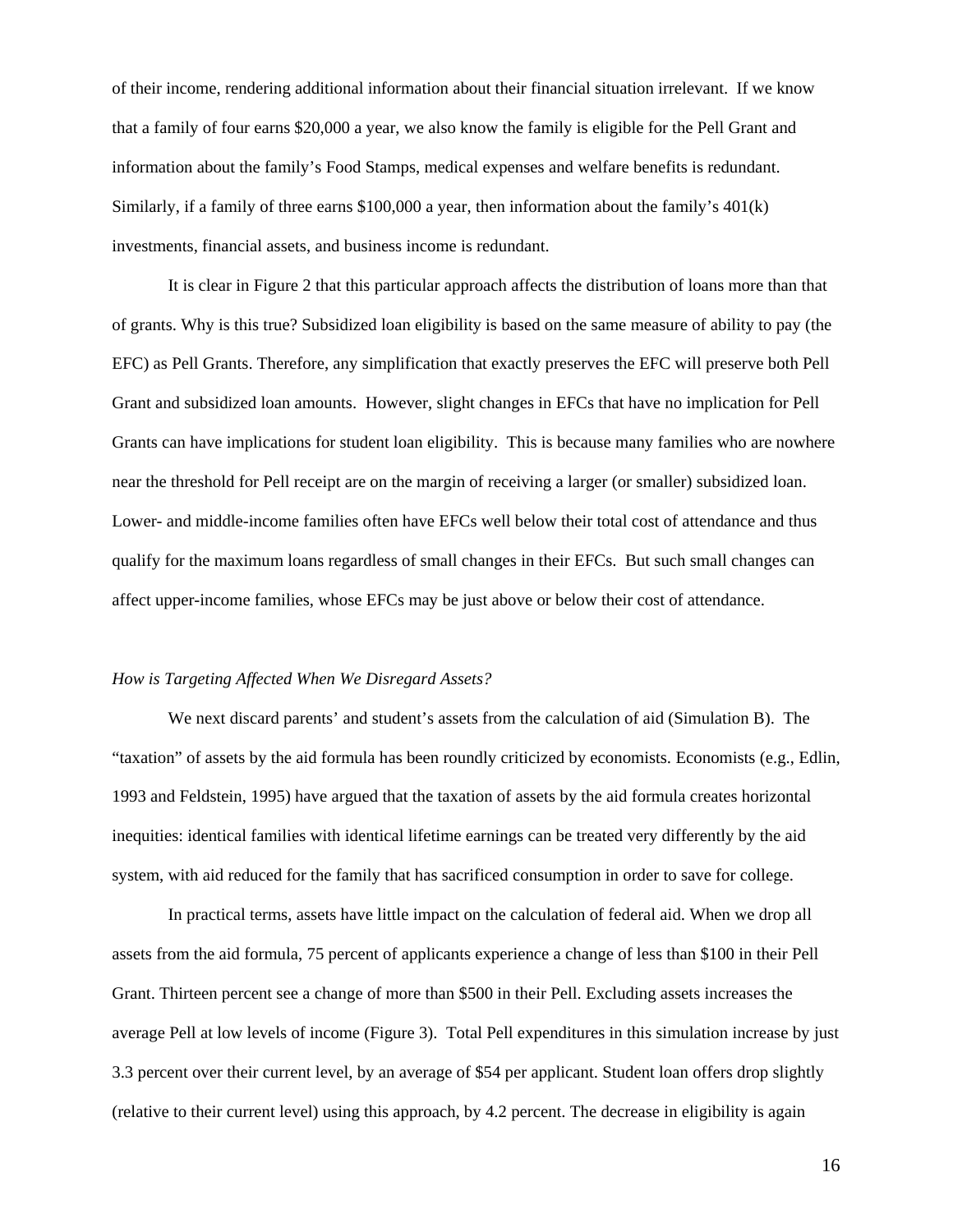of their income, rendering additional information about their financial situation irrelevant. If we know that a family of four earns $20,000 a year, we also know the family is eligible for the Pell Grant and information about the family's Food Stamps, medical expenses and welfare benefits is redundant. Similarly, if a family of three earns $100,000 a year, then information about the family's 401(k) investments, financial assets, and business income is redundant.

It is clear in Figure 2 that this particular approach affects the distribution of loans more than that of grants. Why is this true? Subsidized loan eligibility is based on the same measure of ability to pay (the EFC) as Pell Grants. Therefore, any simplification that exactly preserves the EFC will preserve both Pell Grant and subsidized loan amounts. However, slight changes in EFCs that have no implication for Pell Grants can have implications for student loan eligibility. This is because many families who are nowhere near the threshold for Pell receipt are on the margin of receiving a larger (or smaller) subsidized loan. Lower- and middle-income families often have EFCs well below their total cost of attendance and thus qualify for the maximum loans regardless of small changes in their EFCs. But such small changes can affect upper-income families, whose EFCs may be just above or below their cost of attendance.

*How is Targeting Affected When We Disregard Assets?*

We next discard parents' and student's assets from the calculation of aid (Simulation B). The "taxation" of assets by the aid formula has been roundly criticized by economists. Economists (e.g., Edlin, 1993 and Feldstein, 1995) have argued that the taxation of assets by the aid formula creates horizontal inequities: identical families with identical lifetime earnings can be treated very differently by the aid system, with aid reduced for the family that has sacrificed consumption in order to save for college.

In practical terms, assets have little impact on the calculation of federal aid. When we drop all assets from the aid formula, 75 percent of applicants experience a change of less than $100 in their Pell Grant. Thirteen percent see a change of more than $500 in their Pell. Excluding assets increases the average Pell at low levels of income (Figure 3). Total Pell expenditures in this simulation increase by just 3.3 percent over their current level, by an average of $54 per applicant. Student loan offers drop slightly (relative to their current level) using this approach, by 4.2 percent. The decrease in eligibility is again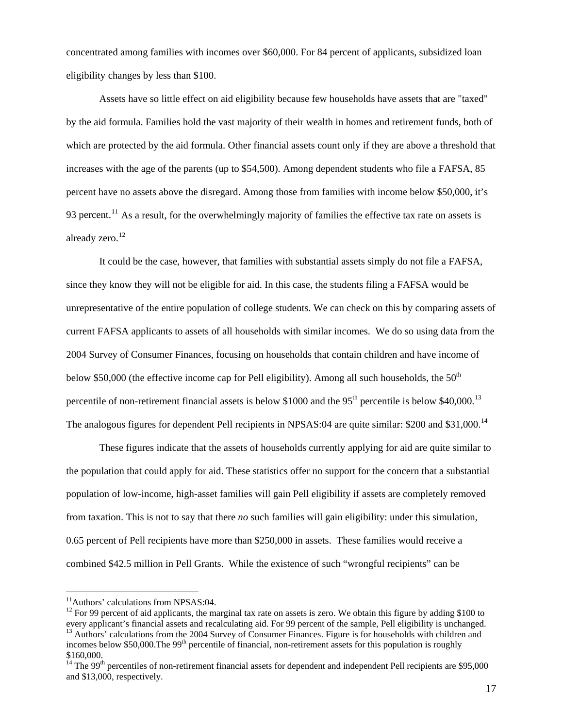concentrated among families with incomes over $60,000. For 84 percent of applicants, subsidized loan eligibility changes by less than $100.

Assets have so little effect on aid eligibility because few households have assets that are "taxed" by the aid formula. Families hold the vast majority of their wealth in homes and retirement funds, both of which are protected by the aid formula. Other financial assets count only if they are above a threshold that increases with the age of the parents (up to $54,500). Among dependent students who file a FAFSA, 85 percent have no assets above the disregard. Among those from families with income below $50,000, it's 93 percent.[11] As a result, for the overwhelmingly majority of families the effective tax rate on assets is already zero.[12]

It could be the case, however, that families with substantial assets simply do not file a FAFSA, since they know they will not be eligible for aid. In this case, the students filing a FAFSA would be unrepresentative of the entire population of college students. We can check on this by comparing assets of current FAFSA applicants to assets of all households with similar incomes. We do so using data from the 2004 Survey of Consumer Finances, focusing on households that contain children and have income of below $50,000 (the effective income cap for Pell eligibility). Among all such households, the 50th percentile of non-retirement financial assets is below $1000 and the 95th percentile is below $40,000.[13] The analogous figures for dependent Pell recipients in NPSAS:04 are quite similar: $200 and $31,000.[14]

These figures indicate that the assets of households currently applying for aid are quite similar to the population that could apply for aid. These statistics offer no support for the concern that a substantial population of low-income, high-asset families will gain Pell eligibility if assets are completely removed from taxation. This is not to say that there *no* such families will gain eligibility: under this simulation, 0.65 percent of Pell recipients have more than $250,000 in assets. These families would receive a combined $42.5 million in Pell Grants. While the existence of such "wrongful recipients" can be

---

[11] Authors' calculations from NPSAS:04.

[12] For 99 percent of aid applicants, the marginal tax rate on assets is zero. We obtain this figure by adding $100 to every applicant's financial assets and recalculating aid. For 99 percent of the sample, Pell eligibility is unchanged.

[13] Authors' calculations from the 2004 Survey of Consumer Finances. Figure is for households with children and incomes below $50,000.The 99th percentile of financial, non-retirement assets for this population is roughly $160,000.

[14] The 99th percentiles of non-retirement financial assets for dependent and independent Pell recipients are $95,000 and $13,000, respectively.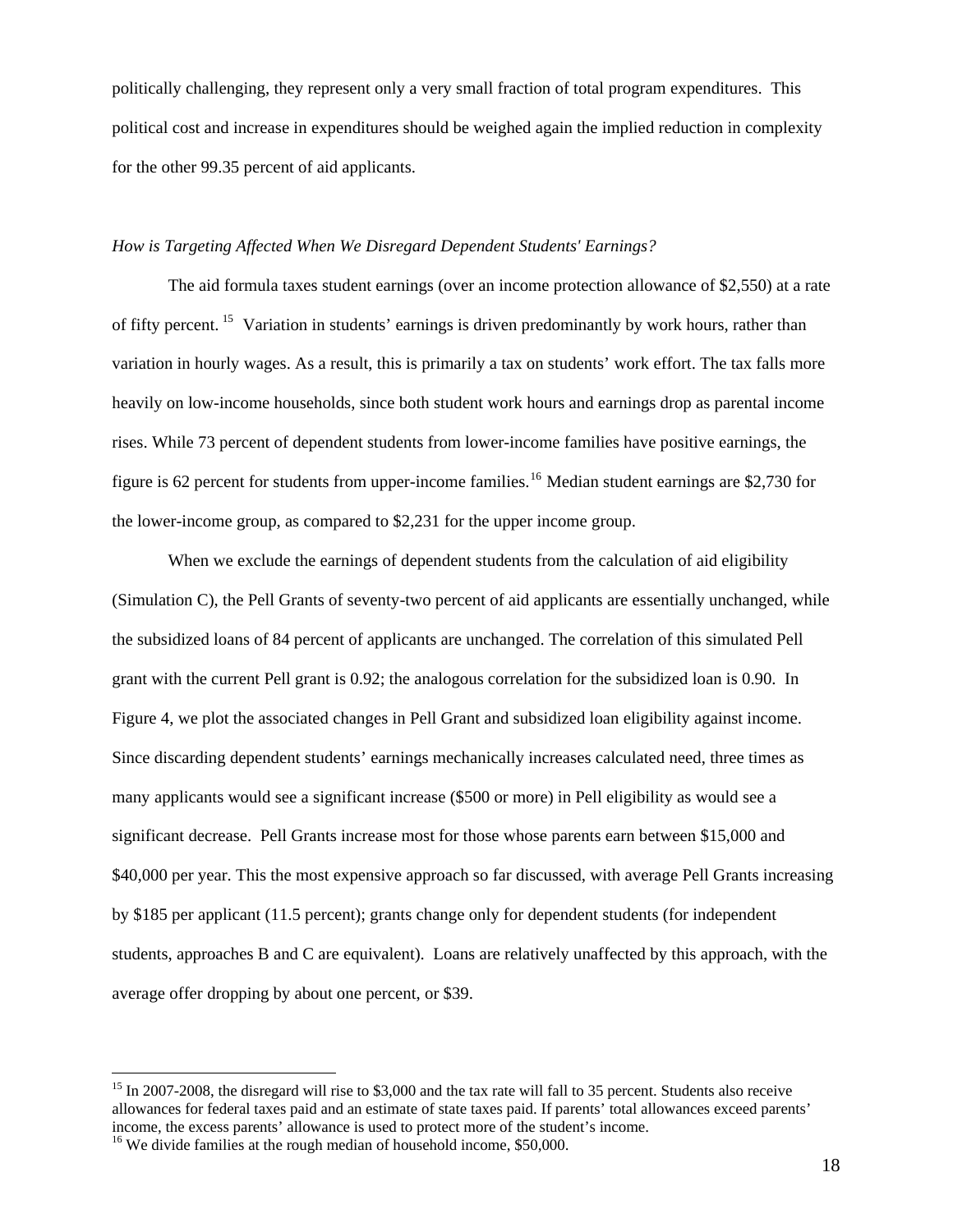politically challenging, they represent only a very small fraction of total program expenditures. This political cost and increase in expenditures should be weighed again the implied reduction in complexity for the other 99.35 percent of aid applicants.

*How is Targeting Affected When We Disregard Dependent Students' Earnings?*

The aid formula taxes student earnings (over an income protection allowance of $2,550) at a rate of fifty percent.[15] Variation in students' earnings is driven predominantly by work hours, rather than variation in hourly wages. As a result, this is primarily a tax on students' work effort. The tax falls more heavily on low-income households, since both student work hours and earnings drop as parental income rises. While 73 percent of dependent students from lower-income families have positive earnings, the figure is 62 percent for students from upper-income families.[16] Median student earnings are $2,730 for the lower-income group, as compared to $2,231 for the upper income group.

When we exclude the earnings of dependent students from the calculation of aid eligibility (Simulation C), the Pell Grants of seventy-two percent of aid applicants are essentially unchanged, while the subsidized loans of 84 percent of applicants are unchanged. The correlation of this simulated Pell grant with the current Pell grant is 0.92; the analogous correlation for the subsidized loan is 0.90. In Figure 4, we plot the associated changes in Pell Grant and subsidized loan eligibility against income. Since discarding dependent students' earnings mechanically increases calculated need, three times as many applicants would see a significant increase ($500 or more) in Pell eligibility as would see a significant decrease. Pell Grants increase most for those whose parents earn between $15,000 and $40,000 per year. This the most expensive approach so far discussed, with average Pell Grants increasing by $185 per applicant (11.5 percent); grants change only for dependent students (for independent students, approaches B and C are equivalent). Loans are relatively unaffected by this approach, with the average offer dropping by about one percent, or $39.

---

[15] In 2007-2008, the disregard will rise to $3,000 and the tax rate will fall to 35 percent. Students also receive allowances for federal taxes paid and an estimate of state taxes paid. If parents' total allowances exceed parents' income, the excess parents' allowance is used to protect more of the student's income.

[16] We divide families at the rough median of household income, $50,000.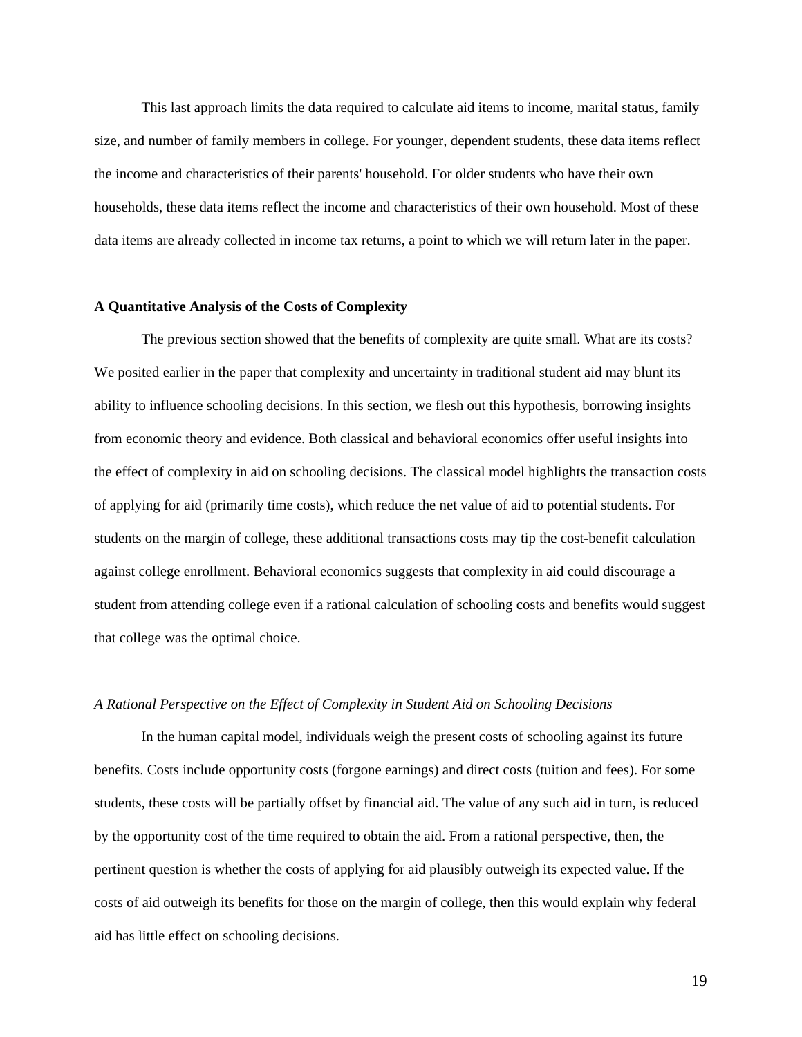This last approach limits the data required to calculate aid items to income, marital status, family size, and number of family members in college. For younger, dependent students, these data items reflect the income and characteristics of their parents' household. For older students who have their own households, these data items reflect the income and characteristics of their own household. Most of these data items are already collected in income tax returns, a point to which we will return later in the paper.

**A Quantitative Analysis of the Costs of Complexity**

The previous section showed that the benefits of complexity are quite small. What are its costs? We posited earlier in the paper that complexity and uncertainty in traditional student aid may blunt its ability to influence schooling decisions. In this section, we flesh out this hypothesis, borrowing insights from economic theory and evidence. Both classical and behavioral economics offer useful insights into the effect of complexity in aid on schooling decisions. The classical model highlights the transaction costs of applying for aid (primarily time costs), which reduce the net value of aid to potential students. For students on the margin of college, these additional transactions costs may tip the cost-benefit calculation against college enrollment. Behavioral economics suggests that complexity in aid could discourage a student from attending college even if a rational calculation of schooling costs and benefits would suggest that college was the optimal choice.

*A Rational Perspective on the Effect of Complexity in Student Aid on Schooling Decisions*

In the human capital model, individuals weigh the present costs of schooling against its future benefits. Costs include opportunity costs (forgone earnings) and direct costs (tuition and fees). For some students, these costs will be partially offset by financial aid. The value of any such aid in turn, is reduced by the opportunity cost of the time required to obtain the aid. From a rational perspective, then, the pertinent question is whether the costs of applying for aid plausibly outweigh its expected value. If the costs of aid outweigh its benefits for those on the margin of college, then this would explain why federal aid has little effect on schooling decisions.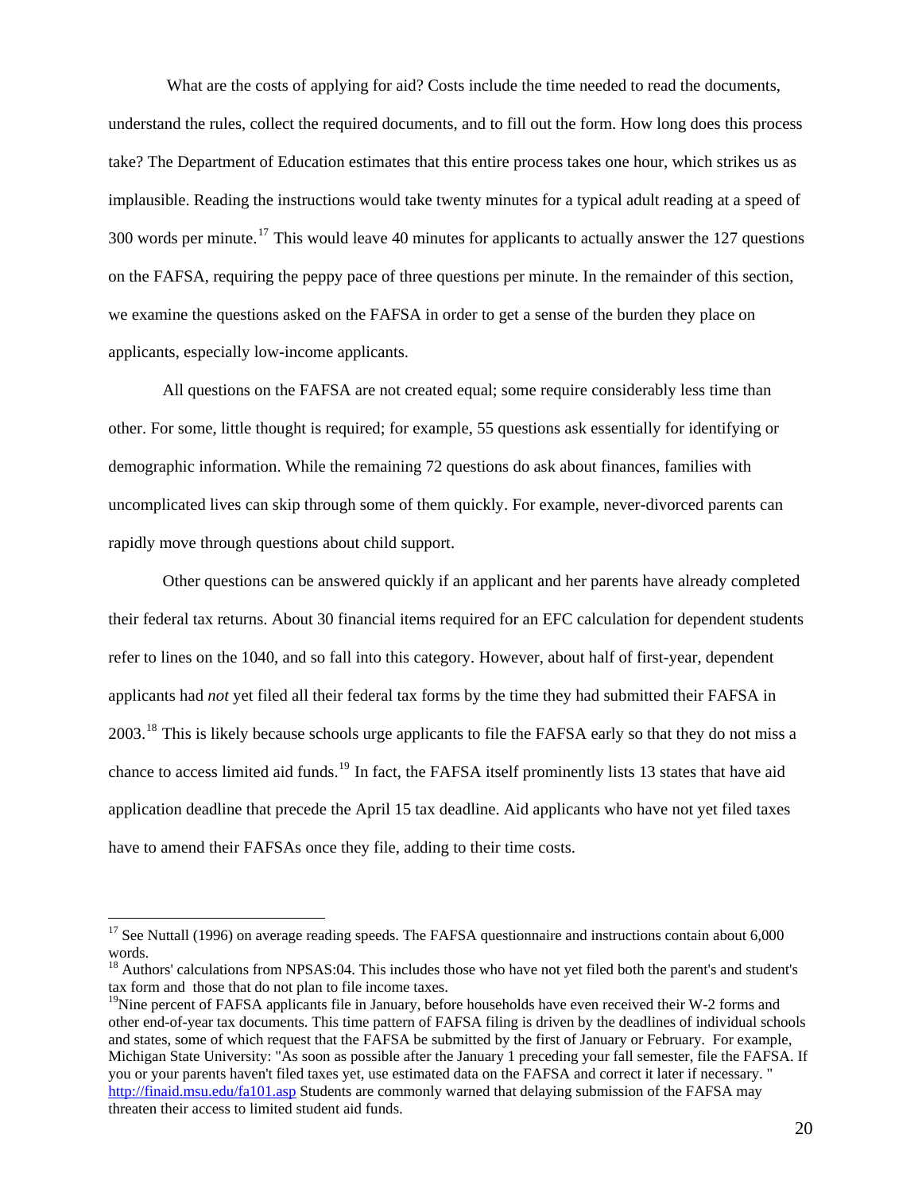What are the costs of applying for aid? Costs include the time needed to read the documents, understand the rules, collect the required documents, and to fill out the form. How long does this process take? The Department of Education estimates that this entire process takes one hour, which strikes us as implausible. Reading the instructions would take twenty minutes for a typical adult reading at a speed of 300 words per minute.[17] This would leave 40 minutes for applicants to actually answer the 127 questions on the FAFSA, requiring the peppy pace of three questions per minute. In the remainder of this section, we examine the questions asked on the FAFSA in order to get a sense of the burden they place on applicants, especially low-income applicants.

All questions on the FAFSA are not created equal; some require considerably less time than other. For some, little thought is required; for example, 55 questions ask essentially for identifying or demographic information. While the remaining 72 questions do ask about finances, families with uncomplicated lives can skip through some of them quickly. For example, never-divorced parents can rapidly move through questions about child support.

Other questions can be answered quickly if an applicant and her parents have already completed their federal tax returns. About 30 financial items required for an EFC calculation for dependent students refer to lines on the 1040, and so fall into this category. However, about half of first-year, dependent applicants had *not* yet filed all their federal tax forms by the time they had submitted their FAFSA in 2003.[18] This is likely because schools urge applicants to file the FAFSA early so that they do not miss a chance to access limited aid funds.[19] In fact, the FAFSA itself prominently lists 13 states that have aid application deadline that precede the April 15 tax deadline. Aid applicants who have not yet filed taxes have to amend their FAFSAs once they file, adding to their time costs.

---

[17] See Nuttall (1996) on average reading speeds. The FAFSA questionnaire and instructions contain about 6,000 words.

[18] Authors' calculations from NPSAS:04. This includes those who have not yet filed both the parent's and student's tax form and those that do not plan to file income taxes.

[19] Nine percent of FAFSA applicants file in January, before households have even received their W-2 forms and other end-of-year tax documents. This time pattern of FAFSA filing is driven by the deadlines of individual schools and states, some of which request that the FAFSA be submitted by the first of January or February. For example, Michigan State University: "As soon as possible after the January 1 preceding your fall semester, file the FAFSA. If you or your parents haven't filed taxes yet, use estimated data on the FAFSA and correct it later if necessary. " http://finaid.msu.edu/fa101.asp Students are commonly warned that delaying submission of the FAFSA may threaten their access to limited student aid funds.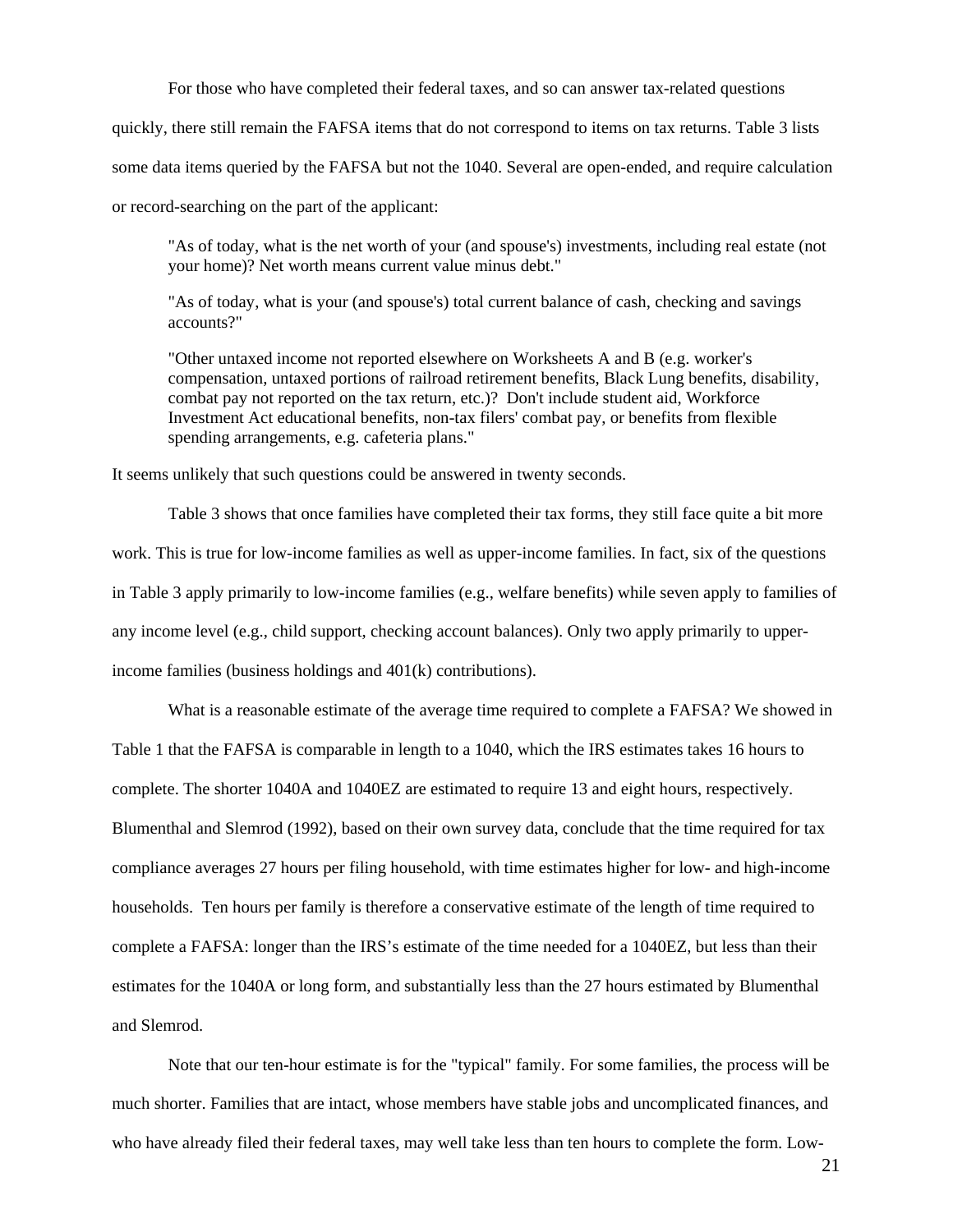For those who have completed their federal taxes, and so can answer tax-related questions quickly, there still remain the FAFSA items that do not correspond to items on tax returns. Table 3 lists some data items queried by the FAFSA but not the 1040. Several are open-ended, and require calculation or record-searching on the part of the applicant:

> "As of today, what is the net worth of your (and spouse's) investments, including real estate (not your home)? Net worth means current value minus debt."
>
> "As of today, what is your (and spouse's) total current balance of cash, checking and savings accounts?"
>
> "Other untaxed income not reported elsewhere on Worksheets A and B (e.g. worker's compensation, untaxed portions of railroad retirement benefits, Black Lung benefits, disability, combat pay not reported on the tax return, etc.)? Don't include student aid, Workforce Investment Act educational benefits, non-tax filers' combat pay, or benefits from flexible spending arrangements, e.g. cafeteria plans."

It seems unlikely that such questions could be answered in twenty seconds.

Table 3 shows that once families have completed their tax forms, they still face quite a bit more work. This is true for low-income families as well as upper-income families. In fact, six of the questions in Table 3 apply primarily to low-income families (e.g., welfare benefits) while seven apply to families of any income level (e.g., child support, checking account balances). Only two apply primarily to upper-income families (business holdings and 401(k) contributions).

What is a reasonable estimate of the average time required to complete a FAFSA? We showed in Table 1 that the FAFSA is comparable in length to a 1040, which the IRS estimates takes 16 hours to complete. The shorter 1040A and 1040EZ are estimated to require 13 and eight hours, respectively. Blumenthal and Slemrod (1992), based on their own survey data, conclude that the time required for tax compliance averages 27 hours per filing household, with time estimates higher for low- and high-income households. Ten hours per family is therefore a conservative estimate of the length of time required to complete a FAFSA: longer than the IRS's estimate of the time needed for a 1040EZ, but less than their estimates for the 1040A or long form, and substantially less than the 27 hours estimated by Blumenthal and Slemrod.

Note that our ten-hour estimate is for the "typical" family. For some families, the process will be much shorter. Families that are intact, whose members have stable jobs and uncomplicated finances, and who have already filed their federal taxes, may well take less than ten hours to complete the form. Low-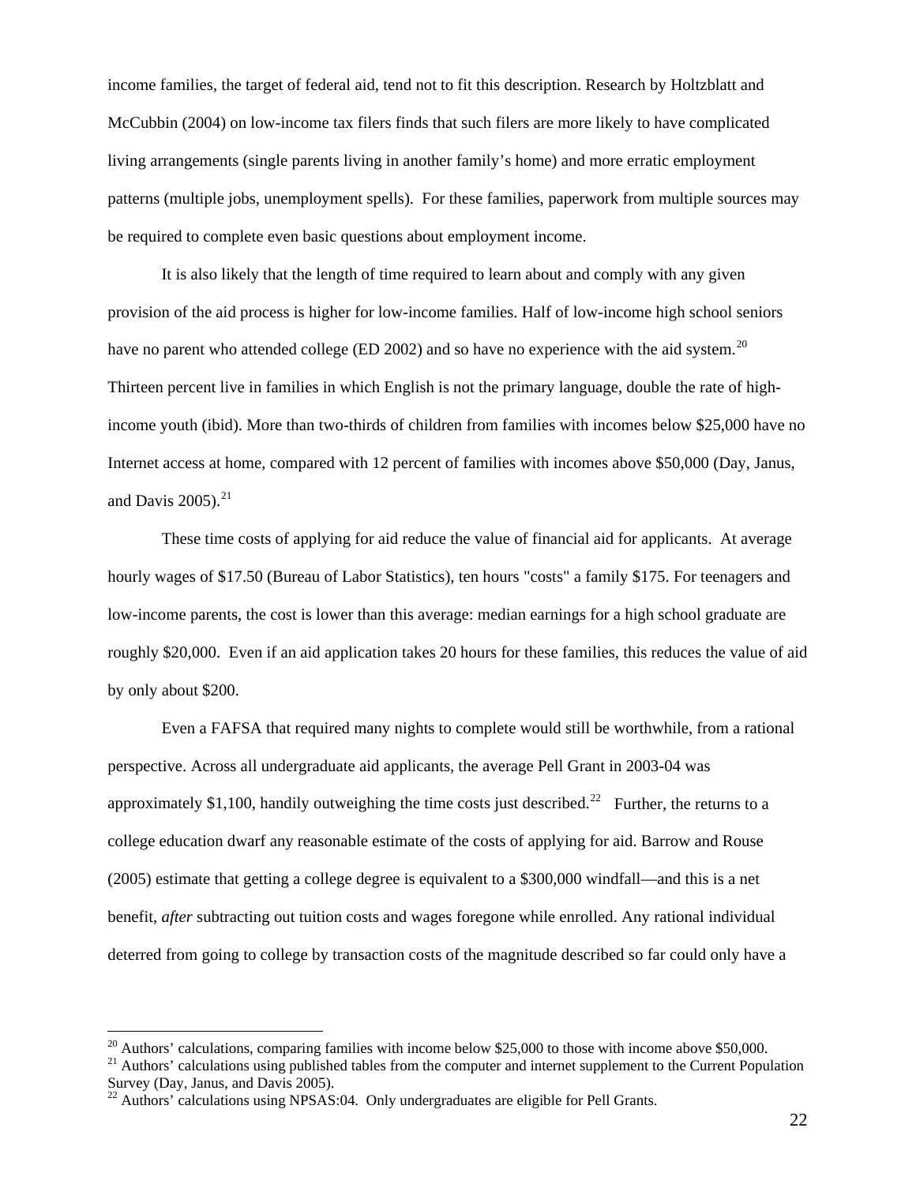income families, the target of federal aid, tend not to fit this description. Research by Holtzblatt and McCubbin (2004) on low-income tax filers finds that such filers are more likely to have complicated living arrangements (single parents living in another family's home) and more erratic employment patterns (multiple jobs, unemployment spells). For these families, paperwork from multiple sources may be required to complete even basic questions about employment income.

It is also likely that the length of time required to learn about and comply with any given provision of the aid process is higher for low-income families. Half of low-income high school seniors have no parent who attended college (ED 2002) and so have no experience with the aid system.[20] Thirteen percent live in families in which English is not the primary language, double the rate of high-income youth (ibid). More than two-thirds of children from families with incomes below \$25,000 have no Internet access at home, compared with 12 percent of families with incomes above \$50,000 (Day, Janus, and Davis 2005).[21]

These time costs of applying for aid reduce the value of financial aid for applicants. At average hourly wages of \$17.50 (Bureau of Labor Statistics), ten hours "costs" a family \$175. For teenagers and low-income parents, the cost is lower than this average: median earnings for a high school graduate are roughly \$20,000. Even if an aid application takes 20 hours for these families, this reduces the value of aid by only about \$200.

Even a FAFSA that required many nights to complete would still be worthwhile, from a rational perspective. Across all undergraduate aid applicants, the average Pell Grant in 2003-04 was approximately \$1,100, handily outweighing the time costs just described.[22] Further, the returns to a college education dwarf any reasonable estimate of the costs of applying for aid. Barrow and Rouse (2005) estimate that getting a college degree is equivalent to a \$300,000 windfall—and this is a net benefit, *after* subtracting out tuition costs and wages foregone while enrolled. Any rational individual deterred from going to college by transaction costs of the magnitude described so far could only have a

[20] Authors' calculations, comparing families with income below \$25,000 to those with income above \$50,000.

[21] Authors' calculations using published tables from the computer and internet supplement to the Current Population Survey (Day, Janus, and Davis 2005).

[22] Authors' calculations using NPSAS:04. Only undergraduates are eligible for Pell Grants.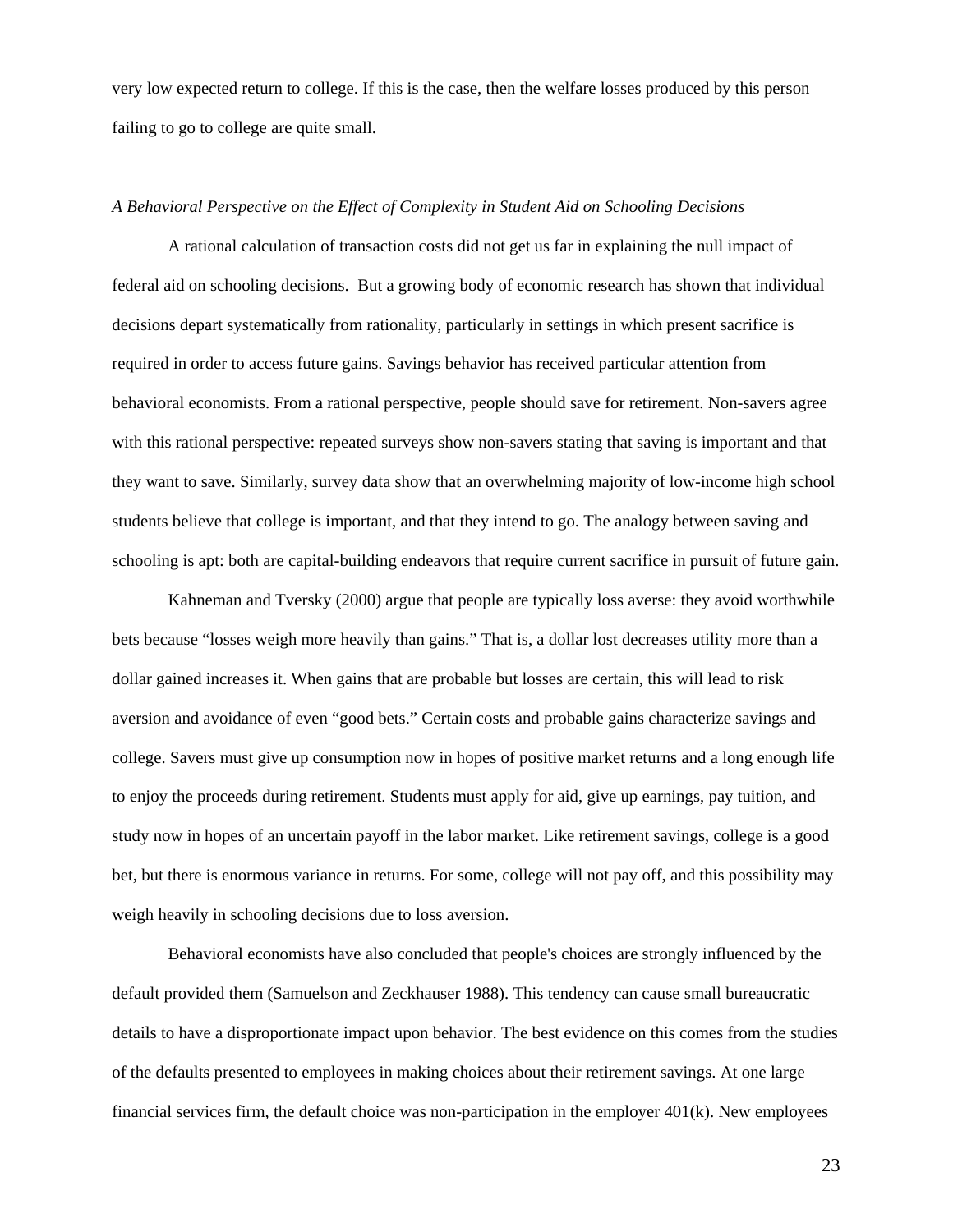very low expected return to college. If this is the case, then the welfare losses produced by this person failing to go to college are quite small.

*A Behavioral Perspective on the Effect of Complexity in Student Aid on Schooling Decisions*

A rational calculation of transaction costs did not get us far in explaining the null impact of federal aid on schooling decisions. But a growing body of economic research has shown that individual decisions depart systematically from rationality, particularly in settings in which present sacrifice is required in order to access future gains. Savings behavior has received particular attention from behavioral economists. From a rational perspective, people should save for retirement. Non-savers agree with this rational perspective: repeated surveys show non-savers stating that saving is important and that they want to save. Similarly, survey data show that an overwhelming majority of low-income high school students believe that college is important, and that they intend to go. The analogy between saving and schooling is apt: both are capital-building endeavors that require current sacrifice in pursuit of future gain.

Kahneman and Tversky (2000) argue that people are typically loss averse: they avoid worthwhile bets because "losses weigh more heavily than gains." That is, a dollar lost decreases utility more than a dollar gained increases it. When gains that are probable but losses are certain, this will lead to risk aversion and avoidance of even "good bets." Certain costs and probable gains characterize savings and college. Savers must give up consumption now in hopes of positive market returns and a long enough life to enjoy the proceeds during retirement. Students must apply for aid, give up earnings, pay tuition, and study now in hopes of an uncertain payoff in the labor market. Like retirement savings, college is a good bet, but there is enormous variance in returns. For some, college will not pay off, and this possibility may weigh heavily in schooling decisions due to loss aversion.

Behavioral economists have also concluded that people's choices are strongly influenced by the default provided them (Samuelson and Zeckhauser 1988). This tendency can cause small bureaucratic details to have a disproportionate impact upon behavior. The best evidence on this comes from the studies of the defaults presented to employees in making choices about their retirement savings. At one large financial services firm, the default choice was non-participation in the employer 401(k). New employees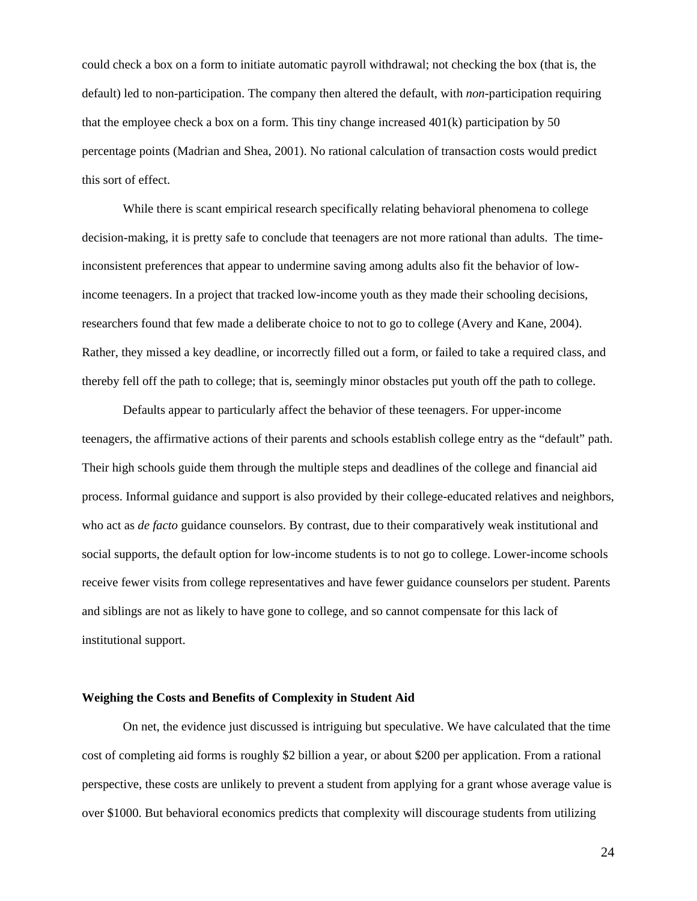could check a box on a form to initiate automatic payroll withdrawal; not checking the box (that is, the default) led to non-participation. The company then altered the default, with *non*-participation requiring that the employee check a box on a form. This tiny change increased 401(k) participation by 50 percentage points (Madrian and Shea, 2001). No rational calculation of transaction costs would predict this sort of effect.

While there is scant empirical research specifically relating behavioral phenomena to college decision-making, it is pretty safe to conclude that teenagers are not more rational than adults. The time-inconsistent preferences that appear to undermine saving among adults also fit the behavior of low-income teenagers. In a project that tracked low-income youth as they made their schooling decisions, researchers found that few made a deliberate choice to not to go to college (Avery and Kane, 2004). Rather, they missed a key deadline, or incorrectly filled out a form, or failed to take a required class, and thereby fell off the path to college; that is, seemingly minor obstacles put youth off the path to college.

Defaults appear to particularly affect the behavior of these teenagers. For upper-income teenagers, the affirmative actions of their parents and schools establish college entry as the "default" path. Their high schools guide them through the multiple steps and deadlines of the college and financial aid process. Informal guidance and support is also provided by their college-educated relatives and neighbors, who act as *de facto* guidance counselors. By contrast, due to their comparatively weak institutional and social supports, the default option for low-income students is to not go to college. Lower-income schools receive fewer visits from college representatives and have fewer guidance counselors per student. Parents and siblings are not as likely to have gone to college, and so cannot compensate for this lack of institutional support.

**Weighing the Costs and Benefits of Complexity in Student Aid**

On net, the evidence just discussed is intriguing but speculative. We have calculated that the time cost of completing aid forms is roughly $2 billion a year, or about $200 per application. From a rational perspective, these costs are unlikely to prevent a student from applying for a grant whose average value is over $1000. But behavioral economics predicts that complexity will discourage students from utilizing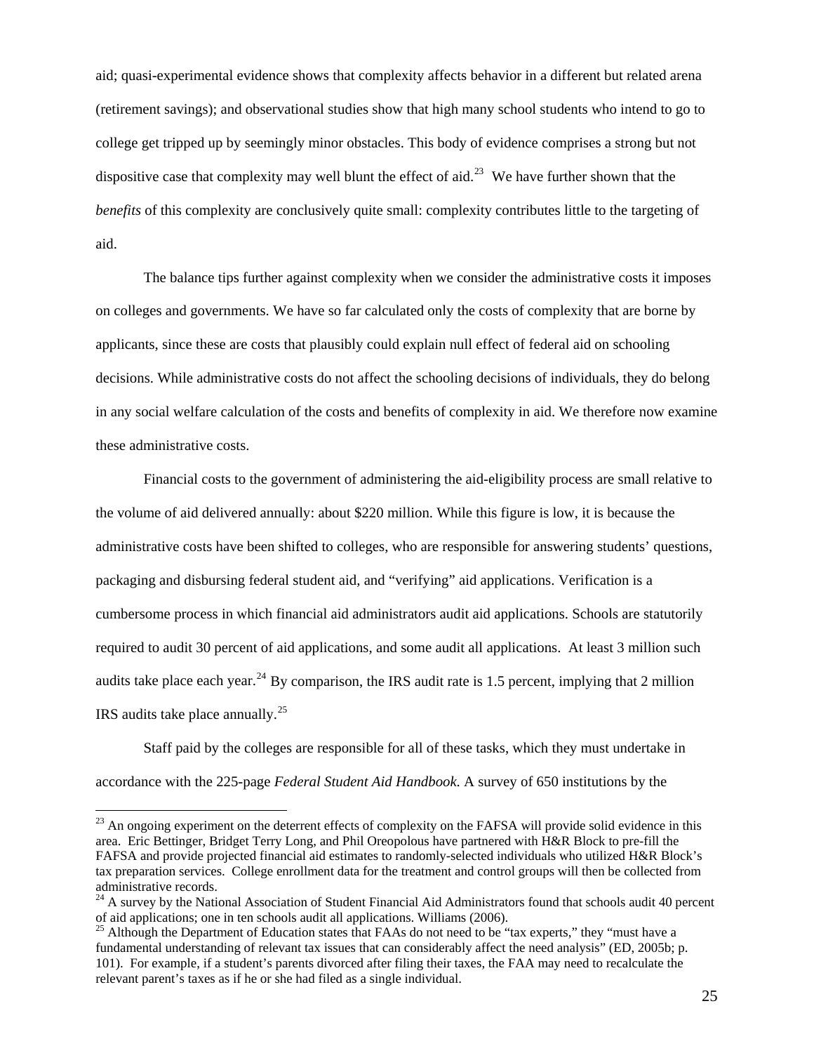aid; quasi-experimental evidence shows that complexity affects behavior in a different but related arena (retirement savings); and observational studies show that high many school students who intend to go to college get tripped up by seemingly minor obstacles. This body of evidence comprises a strong but not dispositive case that complexity may well blunt the effect of aid.[23] We have further shown that the *benefits* of this complexity are conclusively quite small: complexity contributes little to the targeting of aid.

The balance tips further against complexity when we consider the administrative costs it imposes on colleges and governments. We have so far calculated only the costs of complexity that are borne by applicants, since these are costs that plausibly could explain null effect of federal aid on schooling decisions. While administrative costs do not affect the schooling decisions of individuals, they do belong in any social welfare calculation of the costs and benefits of complexity in aid. We therefore now examine these administrative costs.

Financial costs to the government of administering the aid-eligibility process are small relative to the volume of aid delivered annually: about $220 million. While this figure is low, it is because the administrative costs have been shifted to colleges, who are responsible for answering students' questions, packaging and disbursing federal student aid, and "verifying" aid applications. Verification is a cumbersome process in which financial aid administrators audit aid applications. Schools are statutorily required to audit 30 percent of aid applications, and some audit all applications. At least 3 million such audits take place each year.[24] By comparison, the IRS audit rate is 1.5 percent, implying that 2 million IRS audits take place annually.[25]

Staff paid by the colleges are responsible for all of these tasks, which they must undertake in accordance with the 225-page *Federal Student Aid Handbook*. A survey of 650 institutions by the

---

[23] An ongoing experiment on the deterrent effects of complexity on the FAFSA will provide solid evidence in this area. Eric Bettinger, Bridget Terry Long, and Phil Oreopolous have partnered with H&R Block to pre-fill the FAFSA and provide projected financial aid estimates to randomly-selected individuals who utilized H&R Block's tax preparation services. College enrollment data for the treatment and control groups will then be collected from administrative records.

[24] A survey by the National Association of Student Financial Aid Administrators found that schools audit 40 percent of aid applications; one in ten schools audit all applications. Williams (2006).

[25] Although the Department of Education states that FAAs do not need to be "tax experts," they "must have a fundamental understanding of relevant tax issues that can considerably affect the need analysis" (ED, 2005b; p. 101). For example, if a student's parents divorced after filing their taxes, the FAA may need to recalculate the relevant parent's taxes as if he or she had filed as a single individual.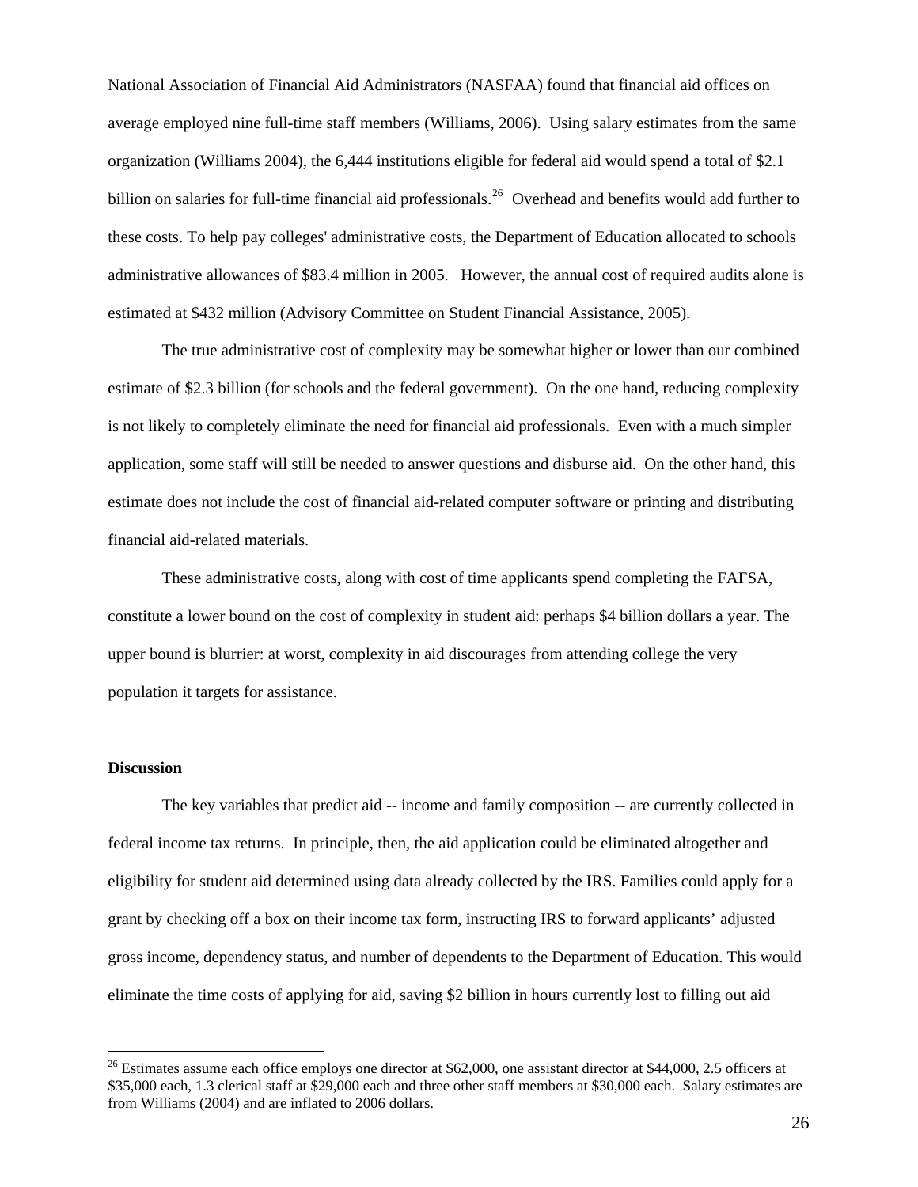National Association of Financial Aid Administrators (NASFAA) found that financial aid offices on average employed nine full-time staff members (Williams, 2006). Using salary estimates from the same organization (Williams 2004), the 6,444 institutions eligible for federal aid would spend a total of $2.1 billion on salaries for full-time financial aid professionals.[26] Overhead and benefits would add further to these costs. To help pay colleges' administrative costs, the Department of Education allocated to schools administrative allowances of $83.4 million in 2005. However, the annual cost of required audits alone is estimated at $432 million (Advisory Committee on Student Financial Assistance, 2005).

The true administrative cost of complexity may be somewhat higher or lower than our combined estimate of $2.3 billion (for schools and the federal government). On the one hand, reducing complexity is not likely to completely eliminate the need for financial aid professionals. Even with a much simpler application, some staff will still be needed to answer questions and disburse aid. On the other hand, this estimate does not include the cost of financial aid-related computer software or printing and distributing financial aid-related materials.

These administrative costs, along with cost of time applicants spend completing the FAFSA, constitute a lower bound on the cost of complexity in student aid: perhaps $4 billion dollars a year. The upper bound is blurrier: at worst, complexity in aid discourages from attending college the very population it targets for assistance.

**Discussion**

The key variables that predict aid -- income and family composition -- are currently collected in federal income tax returns. In principle, then, the aid application could be eliminated altogether and eligibility for student aid determined using data already collected by the IRS. Families could apply for a grant by checking off a box on their income tax form, instructing IRS to forward applicants' adjusted gross income, dependency status, and number of dependents to the Department of Education. This would eliminate the time costs of applying for aid, saving $2 billion in hours currently lost to filling out aid

[26] Estimates assume each office employs one director at $62,000, one assistant director at $44,000, 2.5 officers at $35,000 each, 1.3 clerical staff at $29,000 each and three other staff members at $30,000 each. Salary estimates are from Williams (2004) and are inflated to 2006 dollars.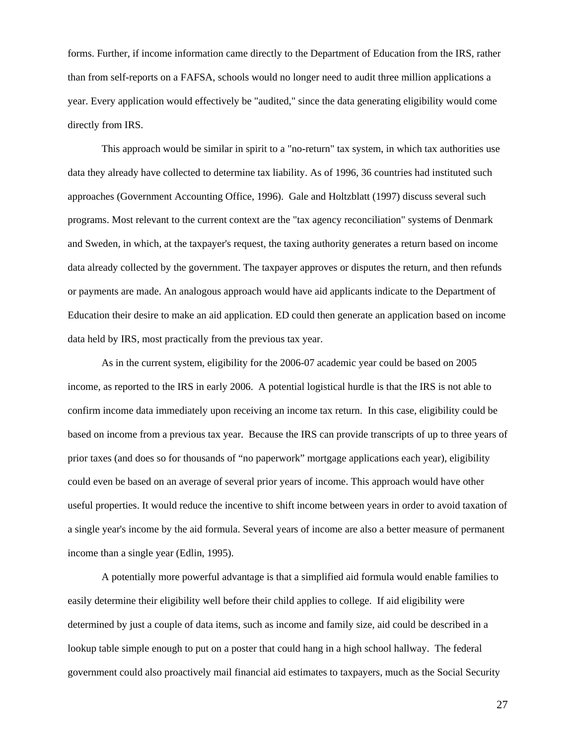forms. Further, if income information came directly to the Department of Education from the IRS, rather than from self-reports on a FAFSA, schools would no longer need to audit three million applications a year. Every application would effectively be "audited," since the data generating eligibility would come directly from IRS.

This approach would be similar in spirit to a "no-return" tax system, in which tax authorities use data they already have collected to determine tax liability. As of 1996, 36 countries had instituted such approaches (Government Accounting Office, 1996). Gale and Holtzblatt (1997) discuss several such programs. Most relevant to the current context are the "tax agency reconciliation" systems of Denmark and Sweden, in which, at the taxpayer's request, the taxing authority generates a return based on income data already collected by the government. The taxpayer approves or disputes the return, and then refunds or payments are made. An analogous approach would have aid applicants indicate to the Department of Education their desire to make an aid application. ED could then generate an application based on income data held by IRS, most practically from the previous tax year.

As in the current system, eligibility for the 2006-07 academic year could be based on 2005 income, as reported to the IRS in early 2006. A potential logistical hurdle is that the IRS is not able to confirm income data immediately upon receiving an income tax return. In this case, eligibility could be based on income from a previous tax year. Because the IRS can provide transcripts of up to three years of prior taxes (and does so for thousands of "no paperwork" mortgage applications each year), eligibility could even be based on an average of several prior years of income. This approach would have other useful properties. It would reduce the incentive to shift income between years in order to avoid taxation of a single year's income by the aid formula. Several years of income are also a better measure of permanent income than a single year (Edlin, 1995).

A potentially more powerful advantage is that a simplified aid formula would enable families to easily determine their eligibility well before their child applies to college. If aid eligibility were determined by just a couple of data items, such as income and family size, aid could be described in a lookup table simple enough to put on a poster that could hang in a high school hallway. The federal government could also proactively mail financial aid estimates to taxpayers, much as the Social Security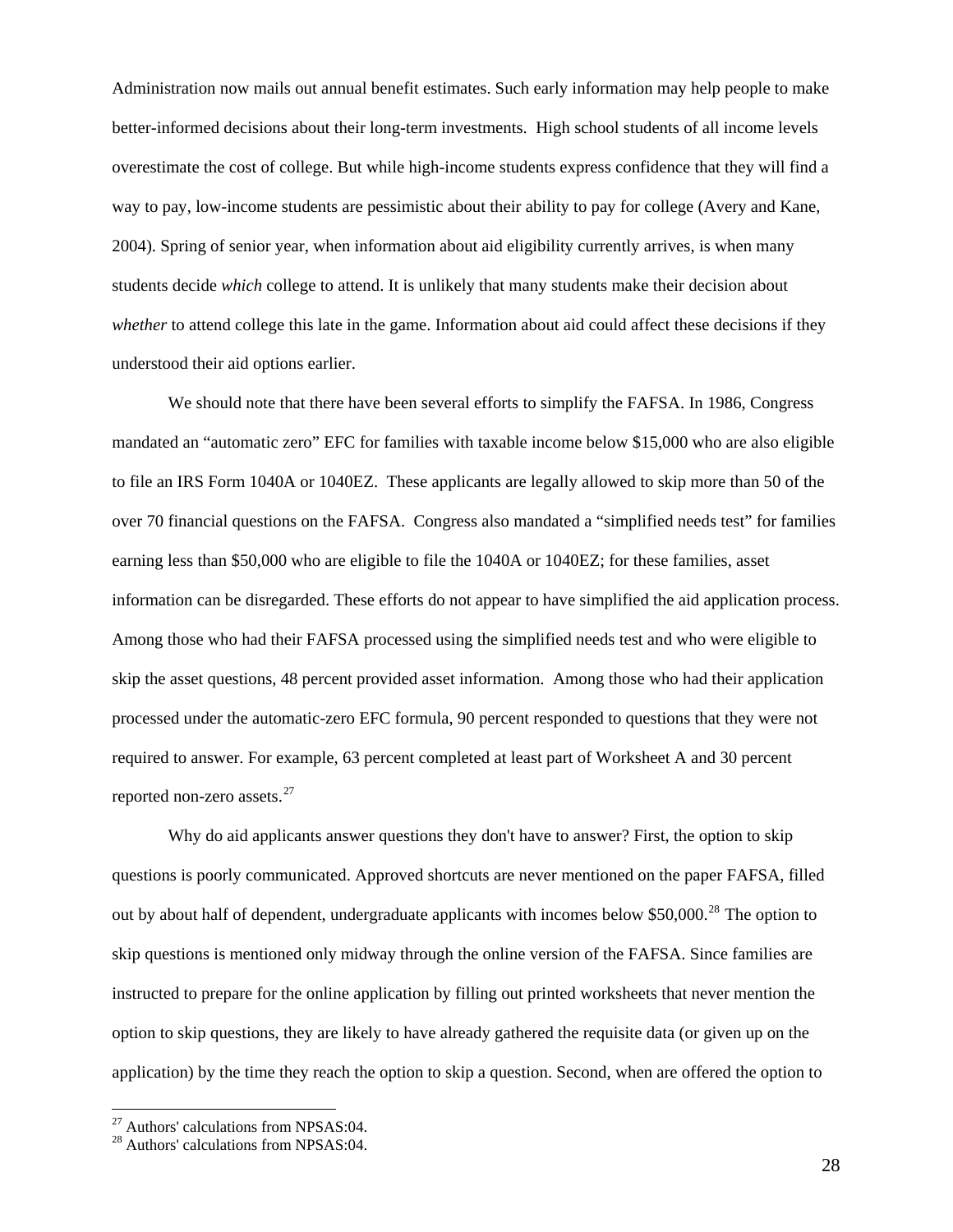Administration now mails out annual benefit estimates. Such early information may help people to make better-informed decisions about their long-term investments. High school students of all income levels overestimate the cost of college. But while high-income students express confidence that they will find a way to pay, low-income students are pessimistic about their ability to pay for college (Avery and Kane, 2004). Spring of senior year, when information about aid eligibility currently arrives, is when many students decide *which* college to attend. It is unlikely that many students make their decision about *whether* to attend college this late in the game. Information about aid could affect these decisions if they understood their aid options earlier.

We should note that there have been several efforts to simplify the FAFSA. In 1986, Congress mandated an "automatic zero" EFC for families with taxable income below $15,000 who are also eligible to file an IRS Form 1040A or 1040EZ. These applicants are legally allowed to skip more than 50 of the over 70 financial questions on the FAFSA. Congress also mandated a "simplified needs test" for families earning less than $50,000 who are eligible to file the 1040A or 1040EZ; for these families, asset information can be disregarded. These efforts do not appear to have simplified the aid application process. Among those who had their FAFSA processed using the simplified needs test and who were eligible to skip the asset questions, 48 percent provided asset information. Among those who had their application processed under the automatic-zero EFC formula, 90 percent responded to questions that they were not required to answer. For example, 63 percent completed at least part of Worksheet A and 30 percent reported non-zero assets.[27]

Why do aid applicants answer questions they don't have to answer? First, the option to skip questions is poorly communicated. Approved shortcuts are never mentioned on the paper FAFSA, filled out by about half of dependent, undergraduate applicants with incomes below $50,000.[28] The option to skip questions is mentioned only midway through the online version of the FAFSA. Since families are instructed to prepare for the online application by filling out printed worksheets that never mention the option to skip questions, they are likely to have already gathered the requisite data (or given up on the application) by the time they reach the option to skip a question. Second, when are offered the option to

---

[27] Authors' calculations from NPSAS:04.

[28] Authors' calculations from NPSAS:04.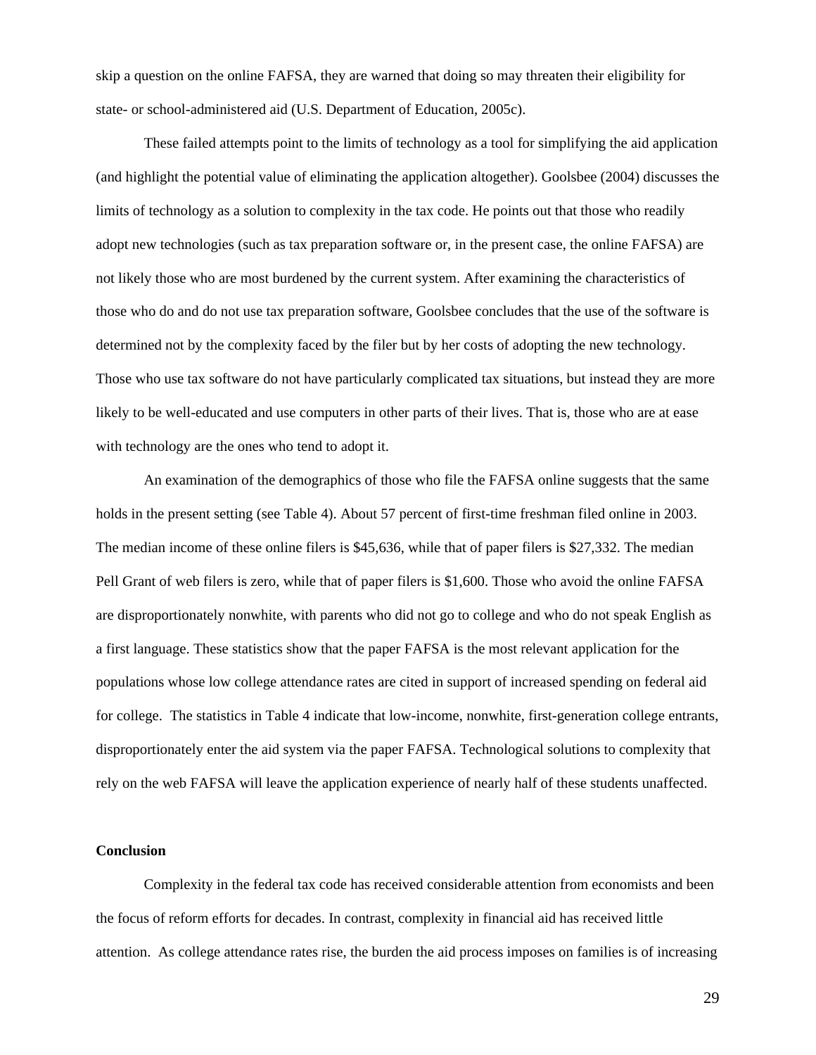skip a question on the online FAFSA, they are warned that doing so may threaten their eligibility for state- or school-administered aid (U.S. Department of Education, 2005c).

These failed attempts point to the limits of technology as a tool for simplifying the aid application (and highlight the potential value of eliminating the application altogether). Goolsbee (2004) discusses the limits of technology as a solution to complexity in the tax code. He points out that those who readily adopt new technologies (such as tax preparation software or, in the present case, the online FAFSA) are not likely those who are most burdened by the current system. After examining the characteristics of those who do and do not use tax preparation software, Goolsbee concludes that the use of the software is determined not by the complexity faced by the filer but by her costs of adopting the new technology. Those who use tax software do not have particularly complicated tax situations, but instead they are more likely to be well-educated and use computers in other parts of their lives. That is, those who are at ease with technology are the ones who tend to adopt it.

An examination of the demographics of those who file the FAFSA online suggests that the same holds in the present setting (see Table 4). About 57 percent of first-time freshman filed online in 2003. The median income of these online filers is $45,636, while that of paper filers is $27,332. The median Pell Grant of web filers is zero, while that of paper filers is $1,600. Those who avoid the online FAFSA are disproportionately nonwhite, with parents who did not go to college and who do not speak English as a first language. These statistics show that the paper FAFSA is the most relevant application for the populations whose low college attendance rates are cited in support of increased spending on federal aid for college. The statistics in Table 4 indicate that low-income, nonwhite, first-generation college entrants, disproportionately enter the aid system via the paper FAFSA. Technological solutions to complexity that rely on the web FAFSA will leave the application experience of nearly half of these students unaffected.

**Conclusion**

Complexity in the federal tax code has received considerable attention from economists and been the focus of reform efforts for decades. In contrast, complexity in financial aid has received little attention. As college attendance rates rise, the burden the aid process imposes on families is of increasing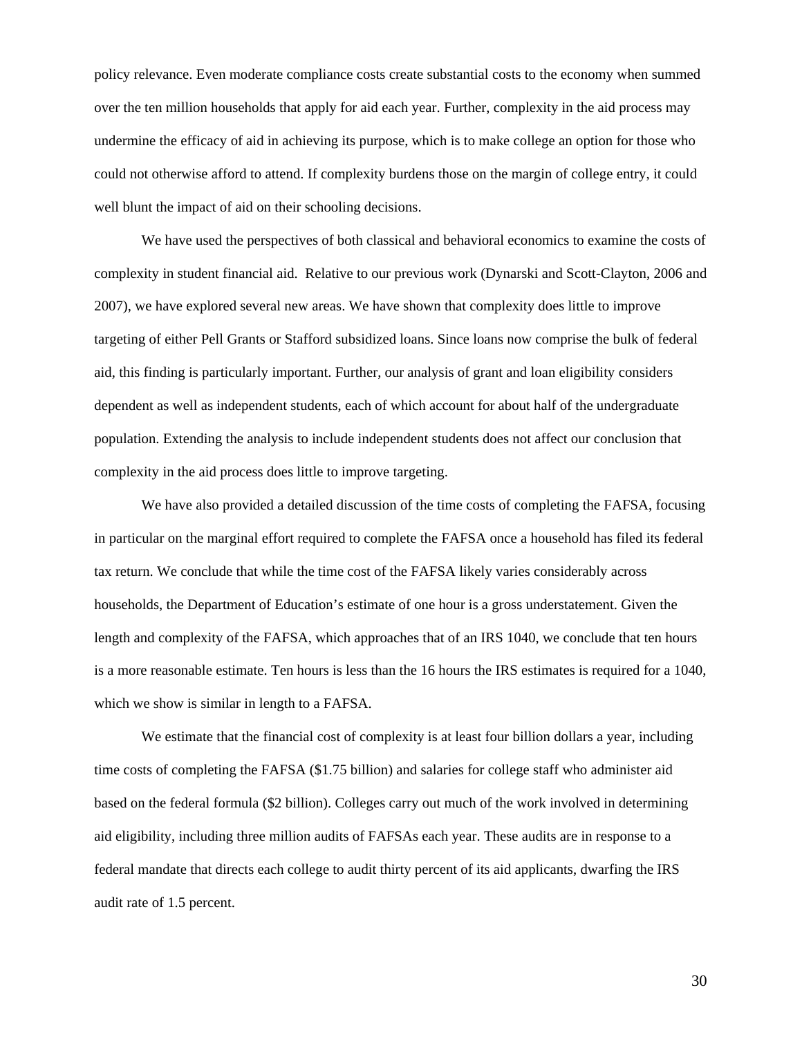policy relevance. Even moderate compliance costs create substantial costs to the economy when summed over the ten million households that apply for aid each year. Further, complexity in the aid process may undermine the efficacy of aid in achieving its purpose, which is to make college an option for those who could not otherwise afford to attend. If complexity burdens those on the margin of college entry, it could well blunt the impact of aid on their schooling decisions.

We have used the perspectives of both classical and behavioral economics to examine the costs of complexity in student financial aid. Relative to our previous work (Dynarski and Scott-Clayton, 2006 and 2007), we have explored several new areas. We have shown that complexity does little to improve targeting of either Pell Grants or Stafford subsidized loans. Since loans now comprise the bulk of federal aid, this finding is particularly important. Further, our analysis of grant and loan eligibility considers dependent as well as independent students, each of which account for about half of the undergraduate population. Extending the analysis to include independent students does not affect our conclusion that complexity in the aid process does little to improve targeting.

We have also provided a detailed discussion of the time costs of completing the FAFSA, focusing in particular on the marginal effort required to complete the FAFSA once a household has filed its federal tax return. We conclude that while the time cost of the FAFSA likely varies considerably across households, the Department of Education's estimate of one hour is a gross understatement. Given the length and complexity of the FAFSA, which approaches that of an IRS 1040, we conclude that ten hours is a more reasonable estimate. Ten hours is less than the 16 hours the IRS estimates is required for a 1040, which we show is similar in length to a FAFSA.

We estimate that the financial cost of complexity is at least four billion dollars a year, including time costs of completing the FAFSA ($1.75 billion) and salaries for college staff who administer aid based on the federal formula ($2 billion). Colleges carry out much of the work involved in determining aid eligibility, including three million audits of FAFSAs each year. These audits are in response to a federal mandate that directs each college to audit thirty percent of its aid applicants, dwarfing the IRS audit rate of 1.5 percent.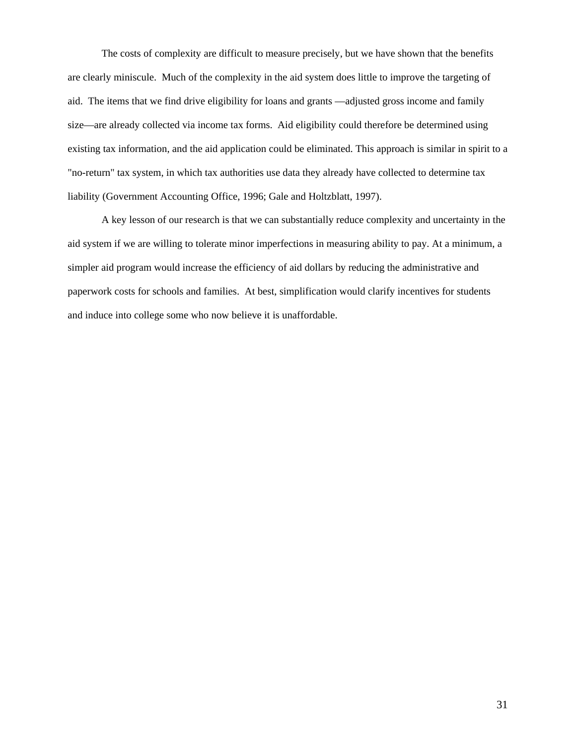The costs of complexity are difficult to measure precisely, but we have shown that the benefits are clearly miniscule. Much of the complexity in the aid system does little to improve the targeting of aid. The items that we find drive eligibility for loans and grants —adjusted gross income and family size—are already collected via income tax forms. Aid eligibility could therefore be determined using existing tax information, and the aid application could be eliminated. This approach is similar in spirit to a "no-return" tax system, in which tax authorities use data they already have collected to determine tax liability (Government Accounting Office, 1996; Gale and Holtzblatt, 1997).

A key lesson of our research is that we can substantially reduce complexity and uncertainty in the aid system if we are willing to tolerate minor imperfections in measuring ability to pay. At a minimum, a simpler aid program would increase the efficiency of aid dollars by reducing the administrative and paperwork costs for schools and families. At best, simplification would clarify incentives for students and induce into college some who now believe it is unaffordable.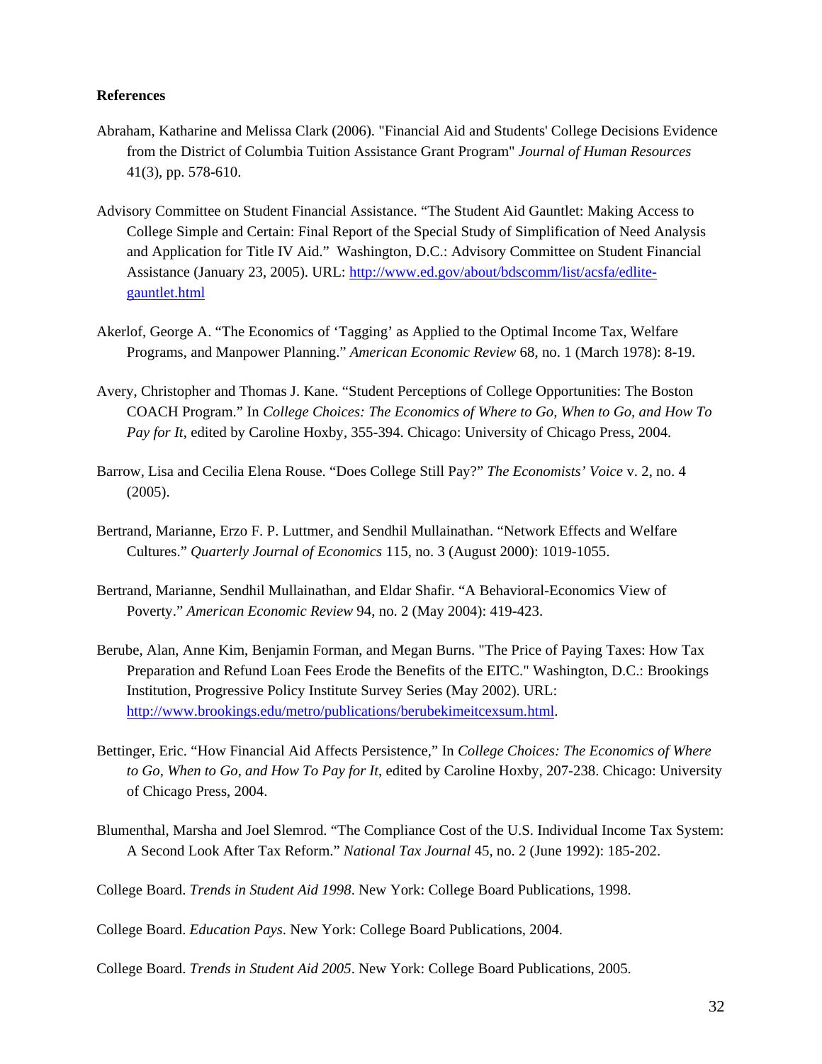**References**

Abraham, Katharine and Melissa Clark (2006). "Financial Aid and Students' College Decisions Evidence from the District of Columbia Tuition Assistance Grant Program" *Journal of Human Resources* 41(3), pp. 578-610.

Advisory Committee on Student Financial Assistance. "The Student Aid Gauntlet: Making Access to College Simple and Certain: Final Report of the Special Study of Simplification of Need Analysis and Application for Title IV Aid." Washington, D.C.: Advisory Committee on Student Financial Assistance (January 23, 2005). URL: [http://www.ed.gov/about/bdscomm/list/acsfa/edlite-gauntlet.html](http://www.ed.gov/about/bdscomm/list/acsfa/edlite-gauntlet.html)

Akerlof, George A. "The Economics of 'Tagging' as Applied to the Optimal Income Tax, Welfare Programs, and Manpower Planning." *American Economic Review* 68, no. 1 (March 1978): 8-19.

Avery, Christopher and Thomas J. Kane. "Student Perceptions of College Opportunities: The Boston COACH Program." In *College Choices: The Economics of Where to Go, When to Go, and How To Pay for It*, edited by Caroline Hoxby, 355-394. Chicago: University of Chicago Press, 2004.

Barrow, Lisa and Cecilia Elena Rouse. "Does College Still Pay?" *The Economists' Voice* v. 2, no. 4 (2005).

Bertrand, Marianne, Erzo F. P. Luttmer, and Sendhil Mullainathan. "Network Effects and Welfare Cultures." *Quarterly Journal of Economics* 115, no. 3 (August 2000): 1019-1055.

Bertrand, Marianne, Sendhil Mullainathan, and Eldar Shafir. "A Behavioral-Economics View of Poverty." *American Economic Review* 94, no. 2 (May 2004): 419-423.

Berube, Alan, Anne Kim, Benjamin Forman, and Megan Burns. "The Price of Paying Taxes: How Tax Preparation and Refund Loan Fees Erode the Benefits of the EITC." Washington, D.C.: Brookings Institution, Progressive Policy Institute Survey Series (May 2002). URL: [http://www.brookings.edu/metro/publications/berubekimeitcexsum.html](http://www.brookings.edu/metro/publications/berubekimeitcexsum.html).

Bettinger, Eric. "How Financial Aid Affects Persistence," In *College Choices: The Economics of Where to Go, When to Go, and How To Pay for It*, edited by Caroline Hoxby, 207-238. Chicago: University of Chicago Press, 2004.

Blumenthal, Marsha and Joel Slemrod. "The Compliance Cost of the U.S. Individual Income Tax System: A Second Look After Tax Reform." *National Tax Journal* 45, no. 2 (June 1992): 185-202.

College Board. *Trends in Student Aid 1998*. New York: College Board Publications, 1998.

College Board. *Education Pays*. New York: College Board Publications, 2004.

College Board. *Trends in Student Aid 2005*. New York: College Board Publications, 2005.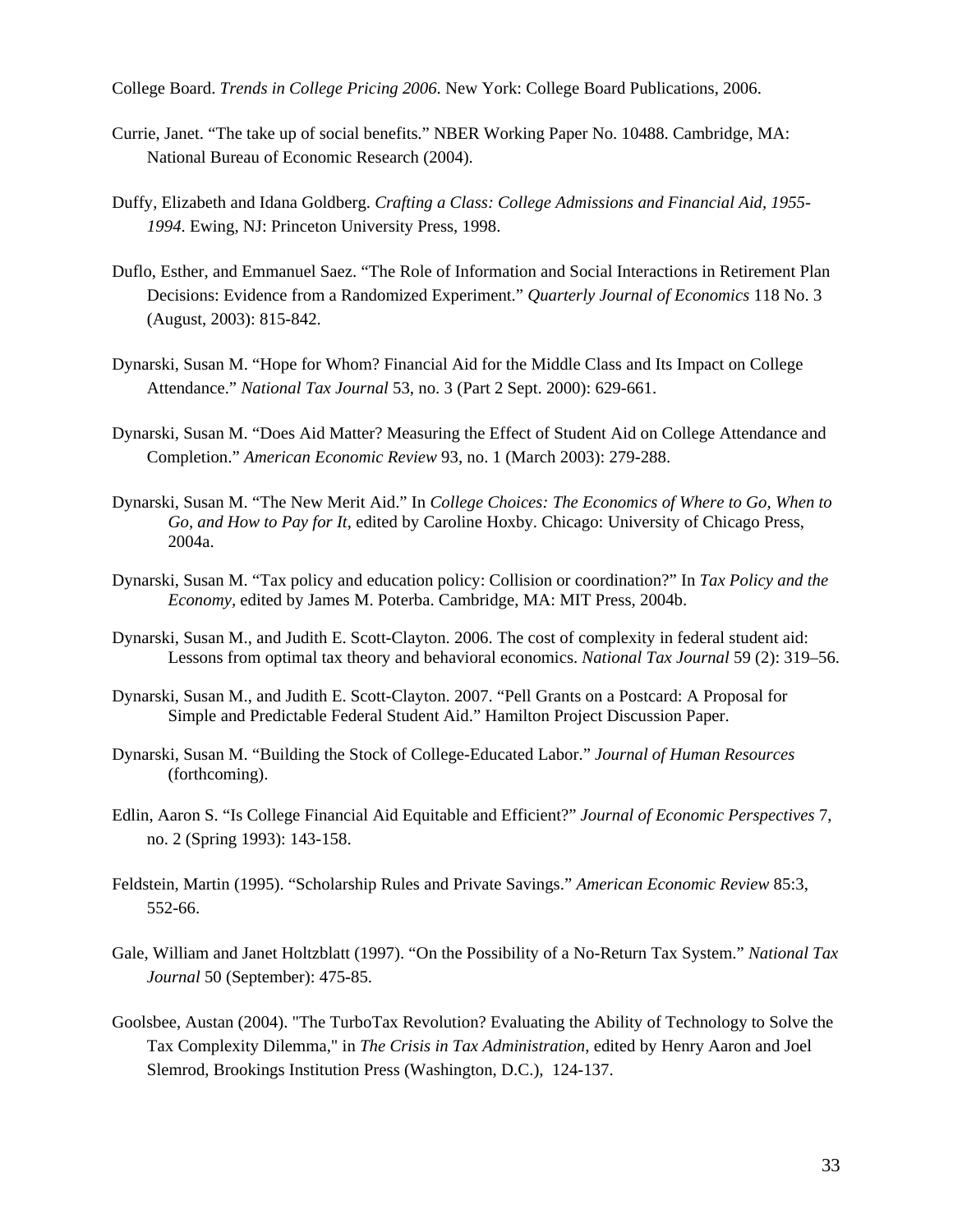College Board. *Trends in College Pricing 2006*. New York: College Board Publications, 2006.

Currie, Janet. "The take up of social benefits." NBER Working Paper No. 10488. Cambridge, MA: National Bureau of Economic Research (2004).

Duffy, Elizabeth and Idana Goldberg. *Crafting a Class: College Admissions and Financial Aid, 1955-1994*. Ewing, NJ: Princeton University Press, 1998.

Duflo, Esther, and Emmanuel Saez. "The Role of Information and Social Interactions in Retirement Plan Decisions: Evidence from a Randomized Experiment." *Quarterly Journal of Economics* 118 No. 3 (August, 2003): 815-842.

Dynarski, Susan M. "Hope for Whom? Financial Aid for the Middle Class and Its Impact on College Attendance." *National Tax Journal* 53, no. 3 (Part 2 Sept. 2000): 629-661.

Dynarski, Susan M. "Does Aid Matter? Measuring the Effect of Student Aid on College Attendance and Completion." *American Economic Review* 93, no. 1 (March 2003): 279-288.

Dynarski, Susan M. "The New Merit Aid." In *College Choices: The Economics of Where to Go, When to Go, and How to Pay for It*, edited by Caroline Hoxby. Chicago: University of Chicago Press, 2004a.

Dynarski, Susan M. "Tax policy and education policy: Collision or coordination?" In *Tax Policy and the Economy*, edited by James M. Poterba. Cambridge, MA: MIT Press, 2004b.

Dynarski, Susan M., and Judith E. Scott-Clayton. 2006. The cost of complexity in federal student aid: Lessons from optimal tax theory and behavioral economics. *National Tax Journal* 59 (2): 319–56.

Dynarski, Susan M., and Judith E. Scott-Clayton. 2007. "Pell Grants on a Postcard: A Proposal for Simple and Predictable Federal Student Aid." Hamilton Project Discussion Paper.

Dynarski, Susan M. "Building the Stock of College-Educated Labor." *Journal of Human Resources* (forthcoming).

Edlin, Aaron S. "Is College Financial Aid Equitable and Efficient?" *Journal of Economic Perspectives* 7, no. 2 (Spring 1993): 143-158.

Feldstein, Martin (1995). "Scholarship Rules and Private Savings." *American Economic Review* 85:3, 552-66.

Gale, William and Janet Holtzblatt (1997). "On the Possibility of a No-Return Tax System." *National Tax Journal* 50 (September): 475-85.

Goolsbee, Austan (2004). "The TurboTax Revolution? Evaluating the Ability of Technology to Solve the Tax Complexity Dilemma," in *The Crisis in Tax Administration*, edited by Henry Aaron and Joel Slemrod, Brookings Institution Press (Washington, D.C.), 124-137.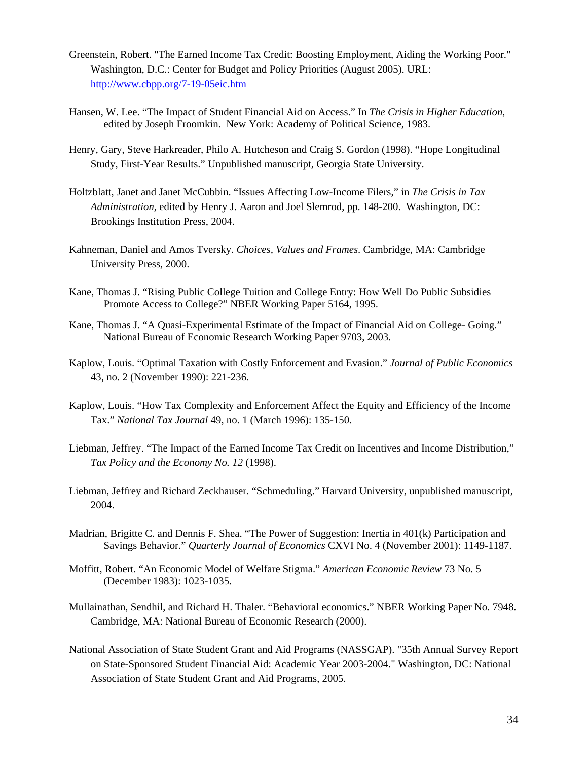Greenstein, Robert. "The Earned Income Tax Credit: Boosting Employment, Aiding the Working Poor." Washington, D.C.: Center for Budget and Policy Priorities (August 2005). URL: http://www.cbpp.org/7-19-05eic.htm

Hansen, W. Lee. "The Impact of Student Financial Aid on Access." In *The Crisis in Higher Education*, edited by Joseph Froomkin. New York: Academy of Political Science, 1983.

Henry, Gary, Steve Harkreader, Philo A. Hutcheson and Craig S. Gordon (1998). "Hope Longitudinal Study, First-Year Results." Unpublished manuscript, Georgia State University.

Holtzblatt, Janet and Janet McCubbin. "Issues Affecting Low-Income Filers," in *The Crisis in Tax Administration*, edited by Henry J. Aaron and Joel Slemrod, pp. 148-200. Washington, DC: Brookings Institution Press, 2004.

Kahneman, Daniel and Amos Tversky. *Choices, Values and Frames*. Cambridge, MA: Cambridge University Press, 2000.

Kane, Thomas J. "Rising Public College Tuition and College Entry: How Well Do Public Subsidies Promote Access to College?" NBER Working Paper 5164, 1995.

Kane, Thomas J. "A Quasi-Experimental Estimate of the Impact of Financial Aid on College- Going." National Bureau of Economic Research Working Paper 9703, 2003.

Kaplow, Louis. "Optimal Taxation with Costly Enforcement and Evasion." *Journal of Public Economics* 43, no. 2 (November 1990): 221-236.

Kaplow, Louis. "How Tax Complexity and Enforcement Affect the Equity and Efficiency of the Income Tax." *National Tax Journal* 49, no. 1 (March 1996): 135-150.

Liebman, Jeffrey. "The Impact of the Earned Income Tax Credit on Incentives and Income Distribution," *Tax Policy and the Economy No. 12* (1998).

Liebman, Jeffrey and Richard Zeckhauser. "Schmeduling." Harvard University, unpublished manuscript, 2004.

Madrian, Brigitte C. and Dennis F. Shea. "The Power of Suggestion: Inertia in 401(k) Participation and Savings Behavior." *Quarterly Journal of Economics* CXVI No. 4 (November 2001): 1149-1187.

Moffitt, Robert. "An Economic Model of Welfare Stigma." *American Economic Review* 73 No. 5 (December 1983): 1023-1035.

Mullainathan, Sendhil, and Richard H. Thaler. "Behavioral economics." NBER Working Paper No. 7948. Cambridge, MA: National Bureau of Economic Research (2000).

National Association of State Student Grant and Aid Programs (NASSGAP). "35th Annual Survey Report on State-Sponsored Student Financial Aid: Academic Year 2003-2004." Washington, DC: National Association of State Student Grant and Aid Programs, 2005.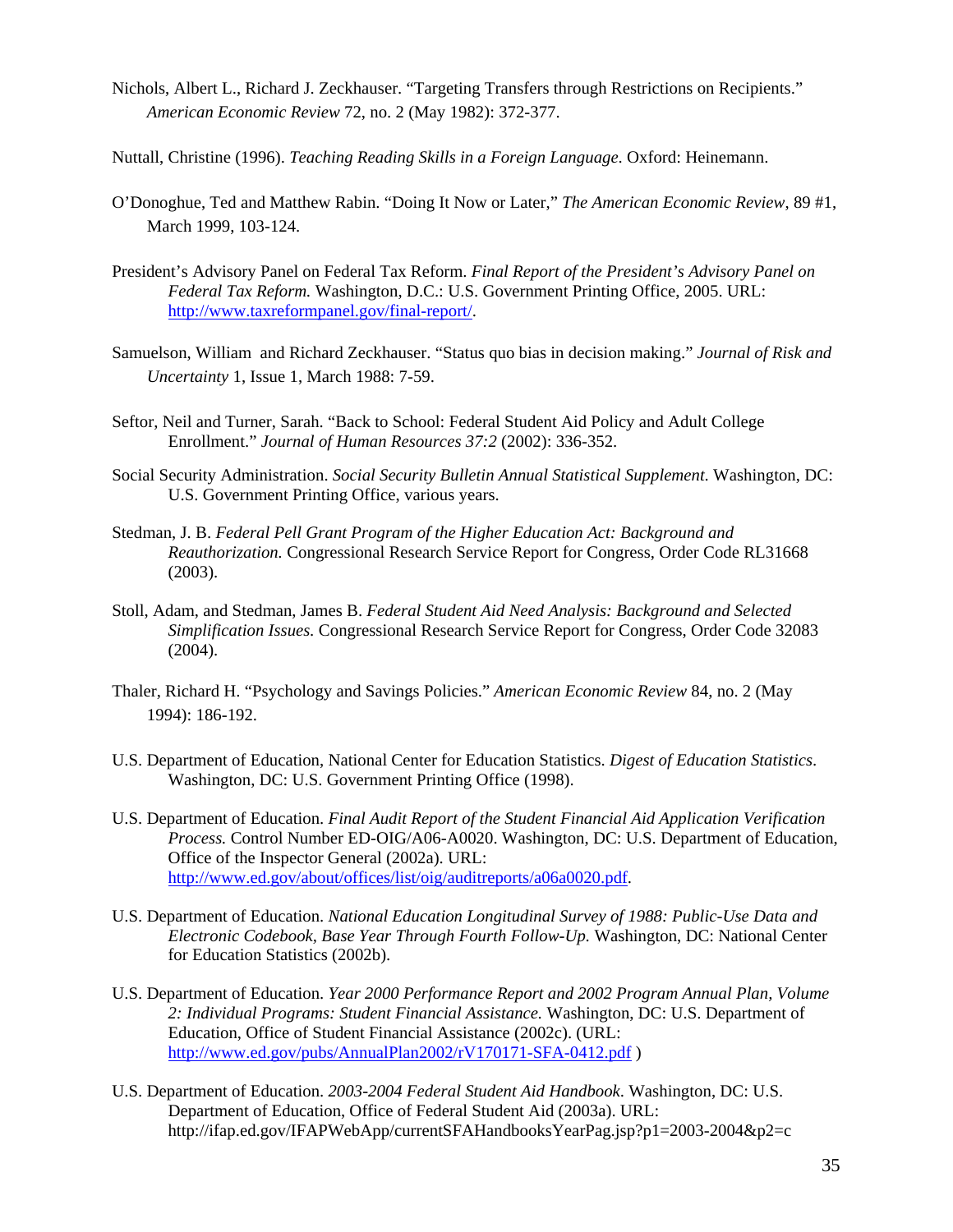Nichols, Albert L., Richard J. Zeckhauser. "Targeting Transfers through Restrictions on Recipients." *American Economic Review* 72, no. 2 (May 1982): 372-377.

Nuttall, Christine (1996). *Teaching Reading Skills in a Foreign Language*. Oxford: Heinemann.

O'Donoghue, Ted and Matthew Rabin. "Doing It Now or Later," *The American Economic Review*, 89 #1, March 1999, 103-124.

President's Advisory Panel on Federal Tax Reform. *Final Report of the President's Advisory Panel on Federal Tax Reform.* Washington, D.C.: U.S. Government Printing Office, 2005. URL: http://www.taxreformpanel.gov/final-report/.

Samuelson, William and Richard Zeckhauser. "Status quo bias in decision making." *Journal of Risk and Uncertainty* 1, Issue 1, March 1988: 7-59.

Seftor, Neil and Turner, Sarah. "Back to School: Federal Student Aid Policy and Adult College Enrollment." *Journal of Human Resources 37:2* (2002): 336-352.

Social Security Administration. *Social Security Bulletin Annual Statistical Supplement.* Washington, DC: U.S. Government Printing Office, various years.

Stedman, J. B. *Federal Pell Grant Program of the Higher Education Act: Background and Reauthorization.* Congressional Research Service Report for Congress, Order Code RL31668 (2003).

Stoll, Adam, and Stedman, James B. *Federal Student Aid Need Analysis: Background and Selected Simplification Issues.* Congressional Research Service Report for Congress, Order Code 32083 (2004).

Thaler, Richard H. "Psychology and Savings Policies." *American Economic Review* 84, no. 2 (May 1994): 186-192.

U.S. Department of Education, National Center for Education Statistics. *Digest of Education Statistics*. Washington, DC: U.S. Government Printing Office (1998).

U.S. Department of Education. *Final Audit Report of the Student Financial Aid Application Verification Process.* Control Number ED-OIG/A06-A0020. Washington, DC: U.S. Department of Education, Office of the Inspector General (2002a). URL: http://www.ed.gov/about/offices/list/oig/auditreports/a06a0020.pdf.

U.S. Department of Education. *National Education Longitudinal Survey of 1988: Public-Use Data and Electronic Codebook, Base Year Through Fourth Follow-Up.* Washington, DC: National Center for Education Statistics (2002b).

U.S. Department of Education. *Year 2000 Performance Report and 2002 Program Annual Plan, Volume 2: Individual Programs: Student Financial Assistance.* Washington, DC: U.S. Department of Education, Office of Student Financial Assistance (2002c). (URL: http://www.ed.gov/pubs/AnnualPlan2002/rV170171-SFA-0412.pdf )

U.S. Department of Education. *2003-2004 Federal Student Aid Handbook*. Washington, DC: U.S. Department of Education, Office of Federal Student Aid (2003a). URL: http://ifap.ed.gov/IFAPWebApp/currentSFAHandbooksYearPag.jsp?p1=2003-2004&p2=c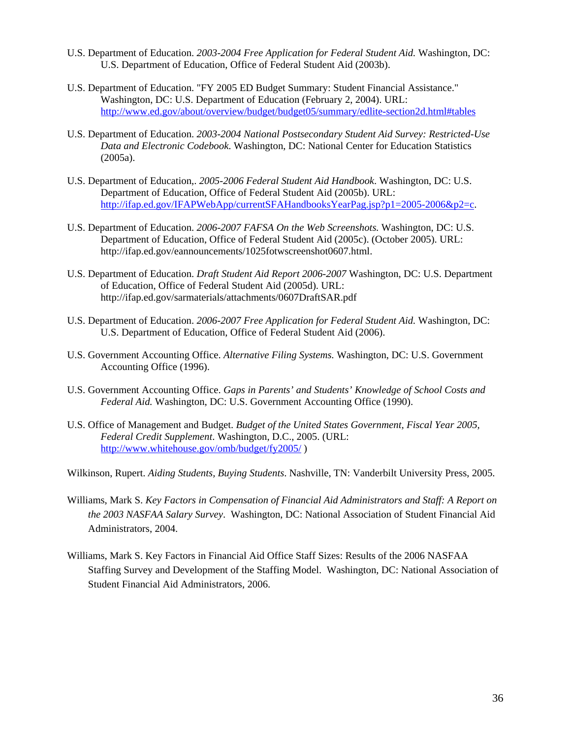U.S. Department of Education. *2003-2004 Free Application for Federal Student Aid.* Washington, DC: U.S. Department of Education, Office of Federal Student Aid (2003b).

U.S. Department of Education. "FY 2005 ED Budget Summary: Student Financial Assistance." Washington, DC: U.S. Department of Education (February 2, 2004). URL: http://www.ed.gov/about/overview/budget/budget05/summary/edlite-section2d.html#tables

U.S. Department of Education. *2003-2004 National Postsecondary Student Aid Survey: Restricted-Use Data and Electronic Codebook.* Washington, DC: National Center for Education Statistics (2005a).

U.S. Department of Education,. *2005-2006 Federal Student Aid Handbook*. Washington, DC: U.S. Department of Education, Office of Federal Student Aid (2005b). URL: http://ifap.ed.gov/IFAPWebApp/currentSFAHandbooksYearPag.jsp?p1=2005-2006&p2=c.

U.S. Department of Education. *2006-2007 FAFSA On the Web Screenshots.* Washington, DC: U.S. Department of Education, Office of Federal Student Aid (2005c). (October 2005). URL: http://ifap.ed.gov/eannouncements/1025fotwscreenshot0607.html.

U.S. Department of Education. *Draft Student Aid Report 2006-2007* Washington, DC: U.S. Department of Education, Office of Federal Student Aid (2005d). URL: http://ifap.ed.gov/sarmaterials/attachments/0607DraftSAR.pdf

U.S. Department of Education. *2006-2007 Free Application for Federal Student Aid.* Washington, DC: U.S. Department of Education, Office of Federal Student Aid (2006).

U.S. Government Accounting Office. *Alternative Filing Systems.* Washington, DC: U.S. Government Accounting Office (1996).

U.S. Government Accounting Office. *Gaps in Parents' and Students' Knowledge of School Costs and Federal Aid.* Washington, DC: U.S. Government Accounting Office (1990).

U.S. Office of Management and Budget. *Budget of the United States Government, Fiscal Year 2005, Federal Credit Supplement*. Washington, D.C., 2005. (URL: http://www.whitehouse.gov/omb/budget/fy2005/ )

Wilkinson, Rupert. *Aiding Students, Buying Students*. Nashville, TN: Vanderbilt University Press, 2005.

Williams, Mark S. *Key Factors in Compensation of Financial Aid Administrators and Staff: A Report on the 2003 NASFAA Salary Survey*. Washington, DC: National Association of Student Financial Aid Administrators, 2004.

Williams, Mark S. Key Factors in Financial Aid Office Staff Sizes: Results of the 2006 NASFAA Staffing Survey and Development of the Staffing Model. Washington, DC: National Association of Student Financial Aid Administrators, 2006.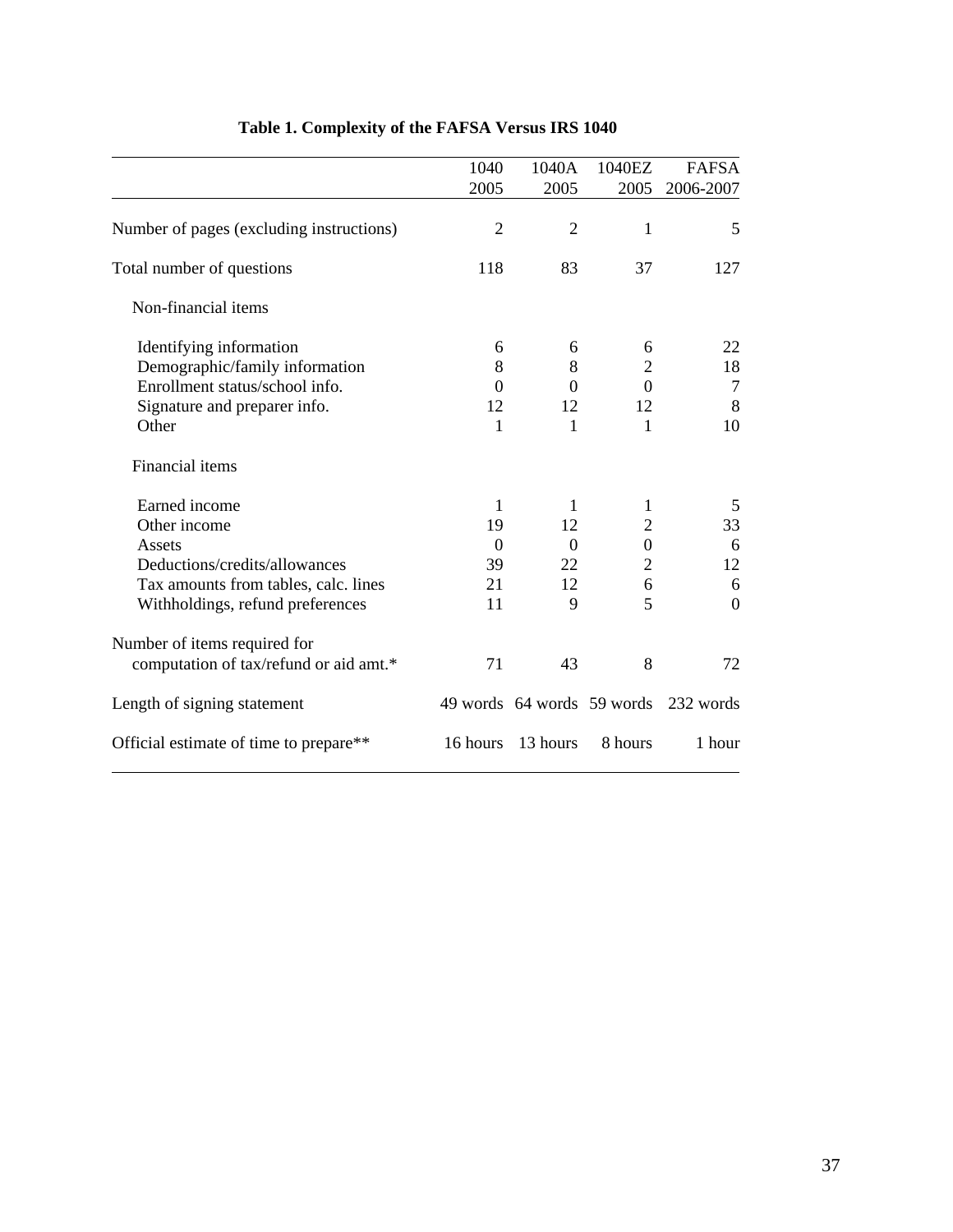**Table 1. Complexity of the FAFSA Versus IRS 1040**

| | 1040 2005 | 1040A 2005 | 1040EZ 2005 | FAFSA 2006-2007 |
|---|---|---|---|---|
| Number of pages (excluding instructions) | 2 | 2 | 1 | 5 |
| Total number of questions | 118 | 83 | 37 | 127 |
| Non-financial items | | | | |
| Identifying information | 6 | 6 | 6 | 22 |
| Demographic/family information | 8 | 8 | 2 | 18 |
| Enrollment status/school info. | 0 | 0 | 0 | 7 |
| Signature and preparer info. | 12 | 12 | 12 | 8 |
| Other | 1 | 1 | 1 | 10 |
| Financial items | | | | |
| Earned income | 1 | 1 | 1 | 5 |
| Other income | 19 | 12 | 2 | 33 |
| Assets | 0 | 0 | 0 | 6 |
| Deductions/credits/allowances | 39 | 22 | 2 | 12 |
| Tax amounts from tables, calc. lines | 21 | 12 | 6 | 6 |
| Withholdings, refund preferences | 11 | 9 | 5 | 0 |
| Number of items required for computation of tax/refund or aid amt.* | 71 | 43 | 8 | 72 |
| Length of signing statement | 49 words | 64 words | 59 words | 232 words |
| Official estimate of time to prepare** | 16 hours | 13 hours | 8 hours | 1 hour |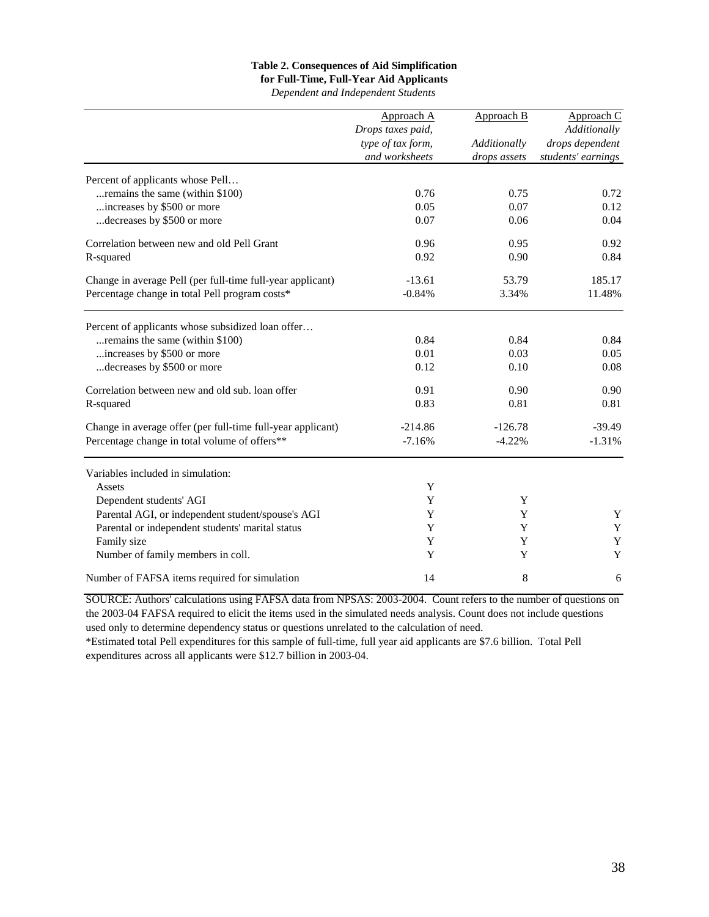**Table 2. Consequences of Aid Simplification for Full-Time, Full-Year Aid Applicants**

*Dependent and Independent Students*

| | Approach A *Drops taxes paid, type of tax form, and worksheets* | Approach B *Additionally drops assets* | Approach C *Additionally drops dependent students' earnings* |
|---|---|---|---|
| Percent of applicants whose Pell… | | | |
| ...remains the same (within $100) | 0.76 | 0.75 | 0.72 |
| ...increases by $500 or more | 0.05 | 0.07 | 0.12 |
| ...decreases by $500 or more | 0.07 | 0.06 | 0.04 |
| Correlation between new and old Pell Grant | 0.96 | 0.95 | 0.92 |
| R-squared | 0.92 | 0.90 | 0.84 |
| Change in average Pell (per full-time full-year applicant) | -13.61 | 53.79 | 185.17 |
| Percentage change in total Pell program costs* | -0.84% | 3.34% | 11.48% |
| Percent of applicants whose subsidized loan offer… | | | |
| ...remains the same (within $100) | 0.84 | 0.84 | 0.84 |
| ...increases by $500 or more | 0.01 | 0.03 | 0.05 |
| ...decreases by $500 or more | 0.12 | 0.10 | 0.08 |
| Correlation between new and old sub. loan offer | 0.91 | 0.90 | 0.90 |
| R-squared | 0.83 | 0.81 | 0.81 |
| Change in average offer (per full-time full-year applicant) | -214.86 | -126.78 | -39.49 |
| Percentage change in total volume of offers** | -7.16% | -4.22% | -1.31% |
| Variables included in simulation: | | | |
| Assets | Y | | |
| Dependent students' AGI | Y | Y | |
| Parental AGI, or independent student/spouse's AGI | Y | Y | Y |
| Parental or independent students' marital status | Y | Y | Y |
| Family size | Y | Y | Y |
| Number of family members in coll. | Y | Y | Y |
| Number of FAFSA items required for simulation | 14 | 8 | 6 |

SOURCE: Authors' calculations using FAFSA data from NPSAS: 2003-2004. Count refers to the number of questions on the 2003-04 FAFSA required to elicit the items used in the simulated needs analysis. Count does not include questions used only to determine dependency status or questions unrelated to the calculation of need.

*Estimated total Pell expenditures for this sample of full-time, full year aid applicants are $7.6 billion. Total Pell expenditures across all applicants were $12.7 billion in 2003-04.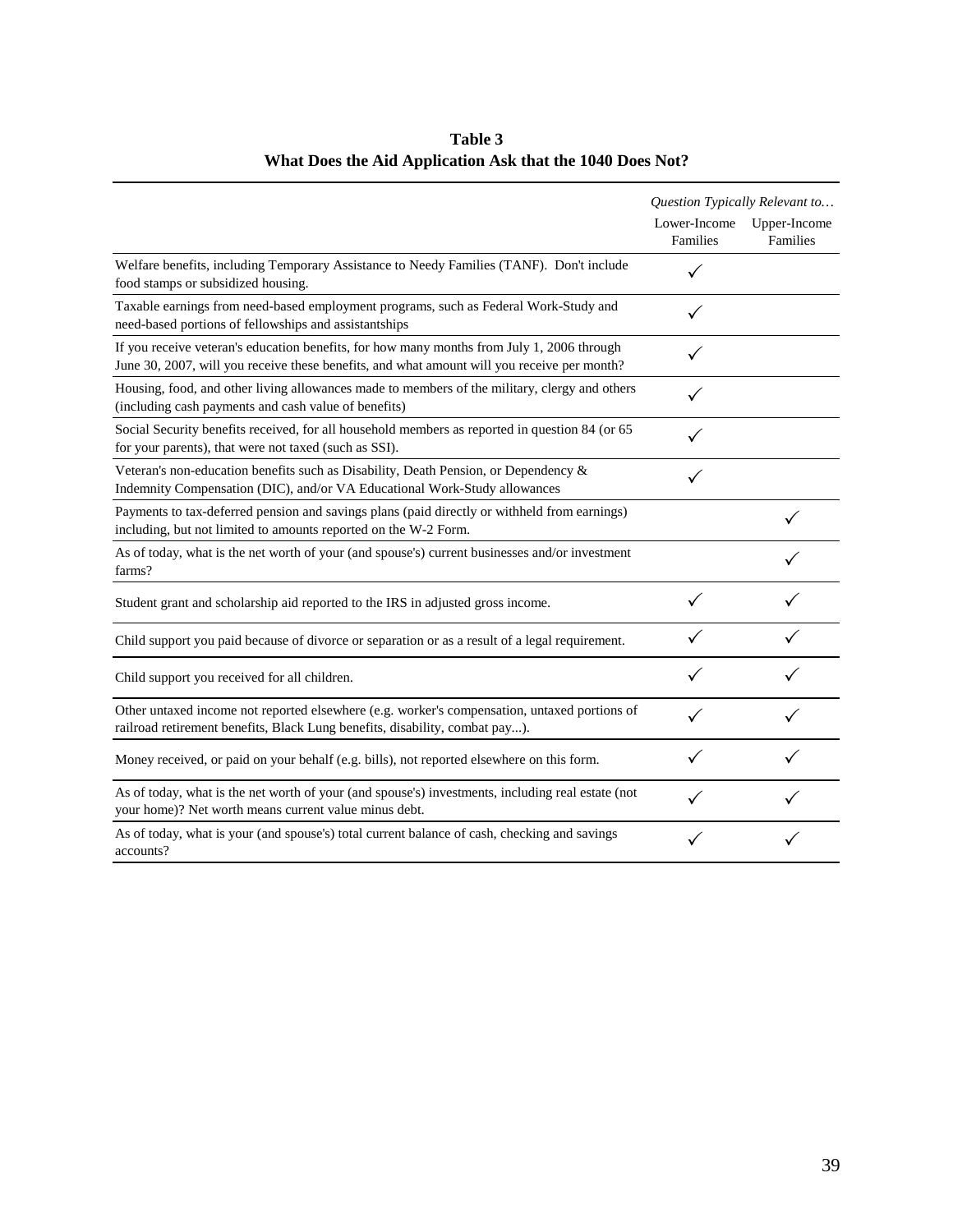**Table 3**
**What Does the Aid Application Ask that the 1040 Does Not?**

| | *Question Typically Relevant to…* | |
|---|---|---|
| | Lower-Income Families | Upper-Income Families |
| Welfare benefits, including Temporary Assistance to Needy Families (TANF). Don't include food stamps or subsidized housing. | ✓ | |
| Taxable earnings from need-based employment programs, such as Federal Work-Study and need-based portions of fellowships and assistantships | ✓ | |
| If you receive veteran's education benefits, for how many months from July 1, 2006 through June 30, 2007, will you receive these benefits, and what amount will you receive per month? | ✓ | |
| Housing, food, and other living allowances made to members of the military, clergy and others (including cash payments and cash value of benefits) | ✓ | |
| Social Security benefits received, for all household members as reported in question 84 (or 65 for your parents), that were not taxed (such as SSI). | ✓ | |
| Veteran's non-education benefits such as Disability, Death Pension, or Dependency & Indemnity Compensation (DIC), and/or VA Educational Work-Study allowances | ✓ | |
| Payments to tax-deferred pension and savings plans (paid directly or withheld from earnings) including, but not limited to amounts reported on the W-2 Form. | | ✓ |
| As of today, what is the net worth of your (and spouse's) current businesses and/or investment farms? | | ✓ |
| Student grant and scholarship aid reported to the IRS in adjusted gross income. | ✓ | ✓ |
| Child support you paid because of divorce or separation or as a result of a legal requirement. | ✓ | ✓ |
| Child support you received for all children. | ✓ | ✓ |
| Other untaxed income not reported elsewhere (e.g. worker's compensation, untaxed portions of railroad retirement benefits, Black Lung benefits, disability, combat pay...). | ✓ | ✓ |
| Money received, or paid on your behalf (e.g. bills), not reported elsewhere on this form. | ✓ | ✓ |
| As of today, what is the net worth of your (and spouse's) investments, including real estate (not your home)? Net worth means current value minus debt. | ✓ | ✓ |
| As of today, what is your (and spouse's) total current balance of cash, checking and savings accounts? | ✓ | ✓ |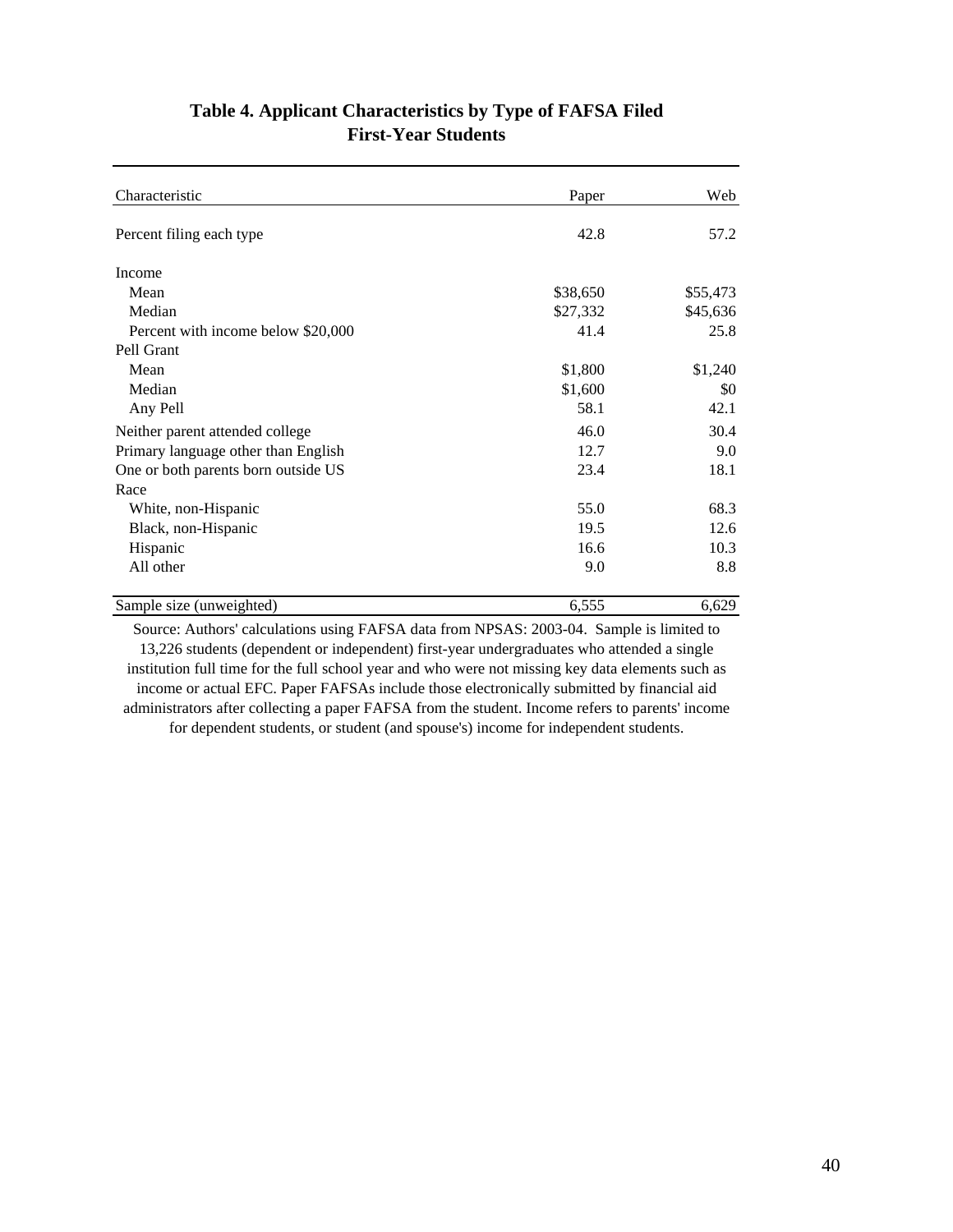**Table 4. Applicant Characteristics by Type of FAFSA Filed**
**First-Year Students**

| Characteristic | Paper | Web |
|---|---|---|
| Percent filing each type | 42.8 | 57.2 |
| Income | | |
| Mean | $38,650 | $55,473 |
| Median | $27,332 | $45,636 |
| Percent with income below $20,000 | 41.4 | 25.8 |
| Pell Grant | | |
| Mean | $1,800 | $1,240 |
| Median | $1,600 | $0 |
| Any Pell | 58.1 | 42.1 |
| Neither parent attended college | 46.0 | 30.4 |
| Primary language other than English | 12.7 | 9.0 |
| One or both parents born outside US | 23.4 | 18.1 |
| Race | | |
| White, non-Hispanic | 55.0 | 68.3 |
| Black, non-Hispanic | 19.5 | 12.6 |
| Hispanic | 16.6 | 10.3 |
| All other | 9.0 | 8.8 |
| Sample size (unweighted) | 6,555 | 6,629 |

Source: Authors' calculations using FAFSA data from NPSAS: 2003-04. Sample is limited to 13,226 students (dependent or independent) first-year undergraduates who attended a single institution full time for the full school year and who were not missing key data elements such as income or actual EFC. Paper FAFSAs include those electronically submitted by financial aid administrators after collecting a paper FAFSA from the student. Income refers to parents' income for dependent students, or student (and spouse's) income for independent students.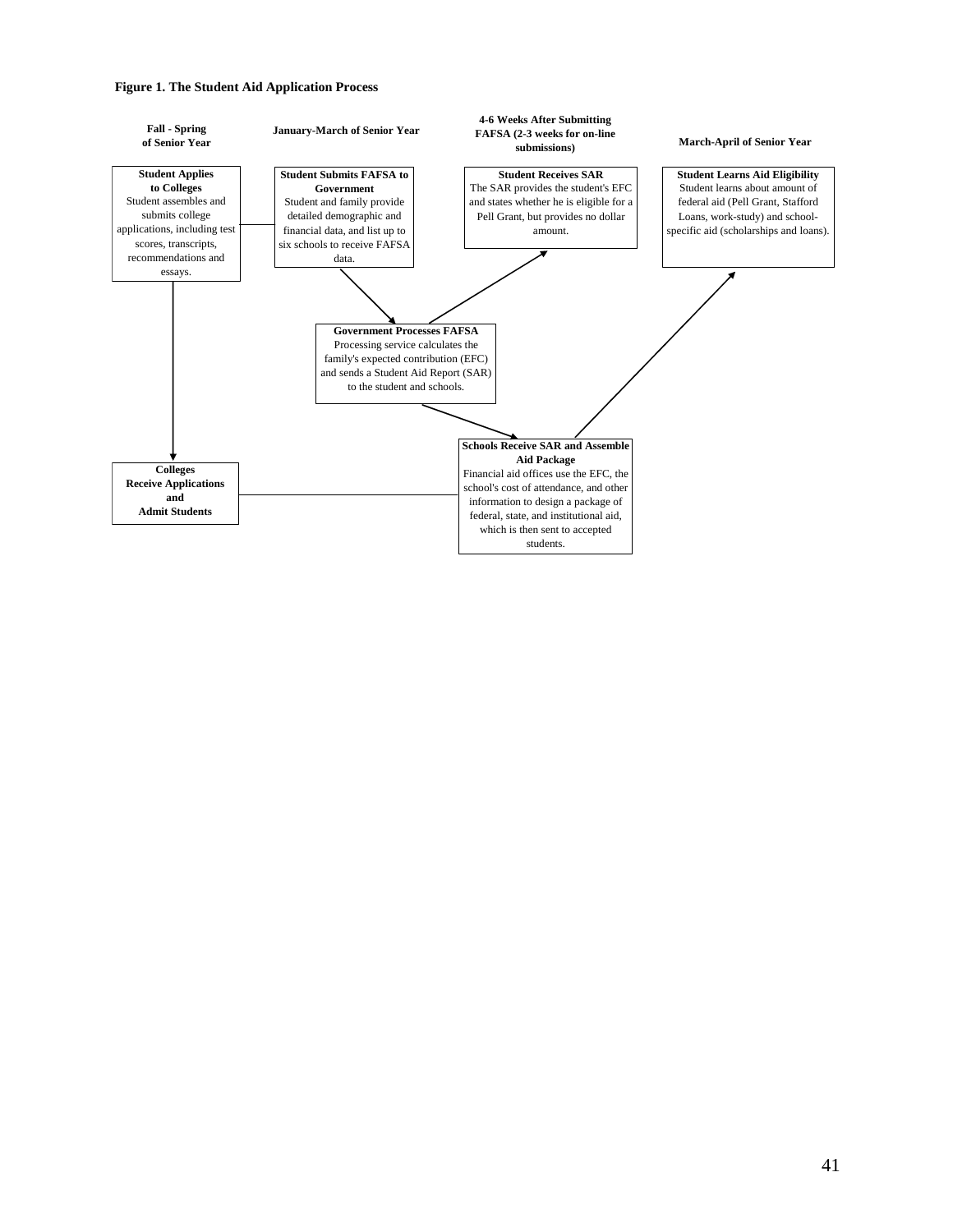**Figure 1. The Student Aid Application Process**

**Fall - Spring of Senior Year**

**Student Applies to Colleges**
Student assembles and submits college applications, including test scores, transcripts, recommendations and essays.

**January-March of Senior Year**

**Student Submits FAFSA to Government**
Student and family provide detailed demographic and financial data, and list up to six schools to receive FAFSA data.

**4-6 Weeks After Submitting FAFSA (2-3 weeks for on-line submissions)**

**Student Receives SAR**
The SAR provides the student's EFC and states whether he is eligible for a Pell Grant, but provides no dollar amount.

**March-April of Senior Year**

**Student Learns Aid Eligibility**
Student learns about amount of federal aid (Pell Grant, Stafford Loans, work-study) and school-specific aid (scholarships and loans).

**Government Processes FAFSA**
Processing service calculates the family's expected contribution (EFC) and sends a Student Aid Report (SAR) to the student and schools.

**Schools Receive SAR and Assemble Aid Package**
Financial aid offices use the EFC, the school's cost of attendance, and other information to design a package of federal, state, and institutional aid, which is then sent to accepted students.

**Colleges Receive Applications and Admit Students**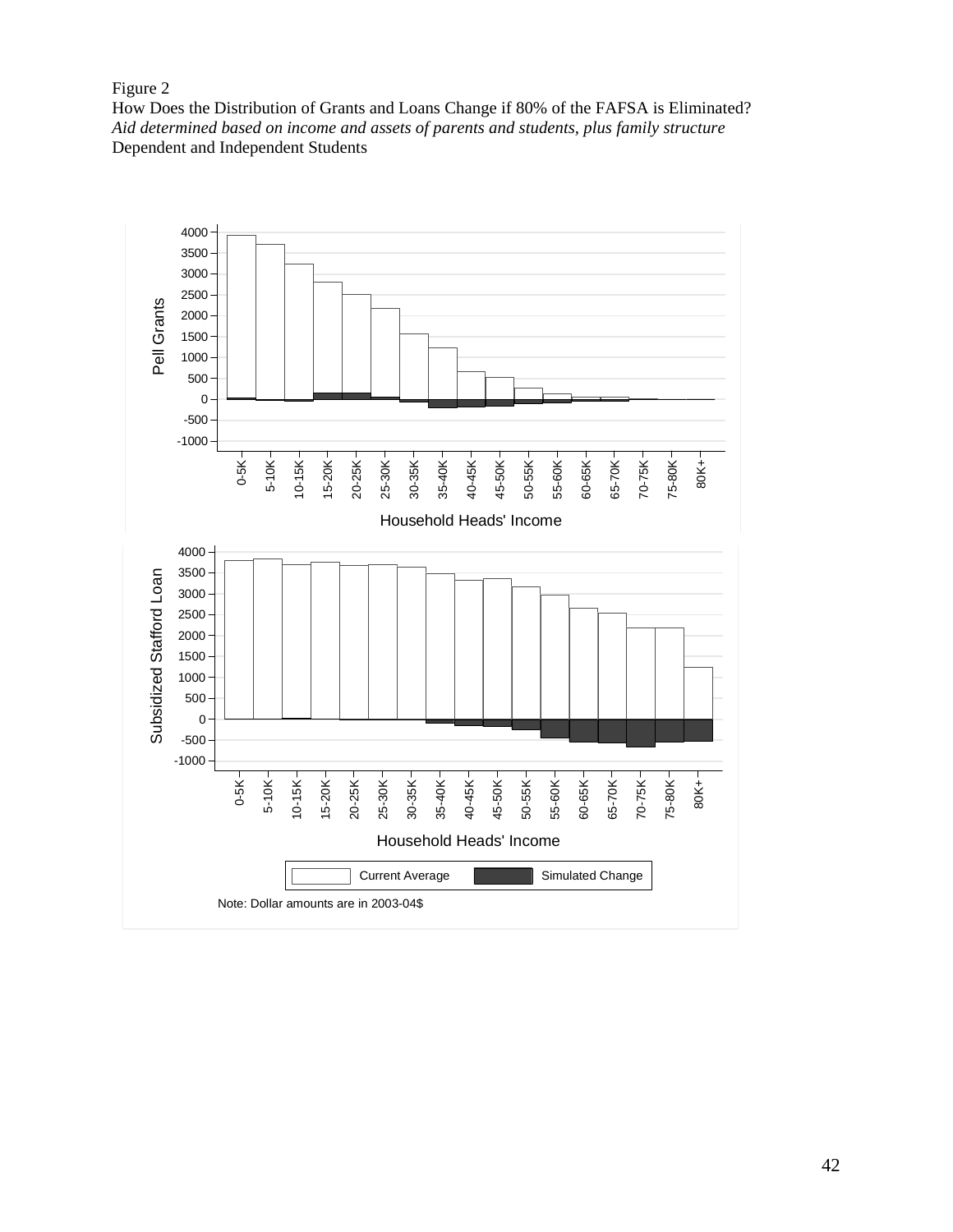Figure 2

How Does the Distribution of Grants and Loans Change if 80% of the FAFSA is Eliminated?

*Aid determined based on income and assets of parents and students, plus family structure*

Dependent and Independent Students

Note: Dollar amounts are in 2003-04$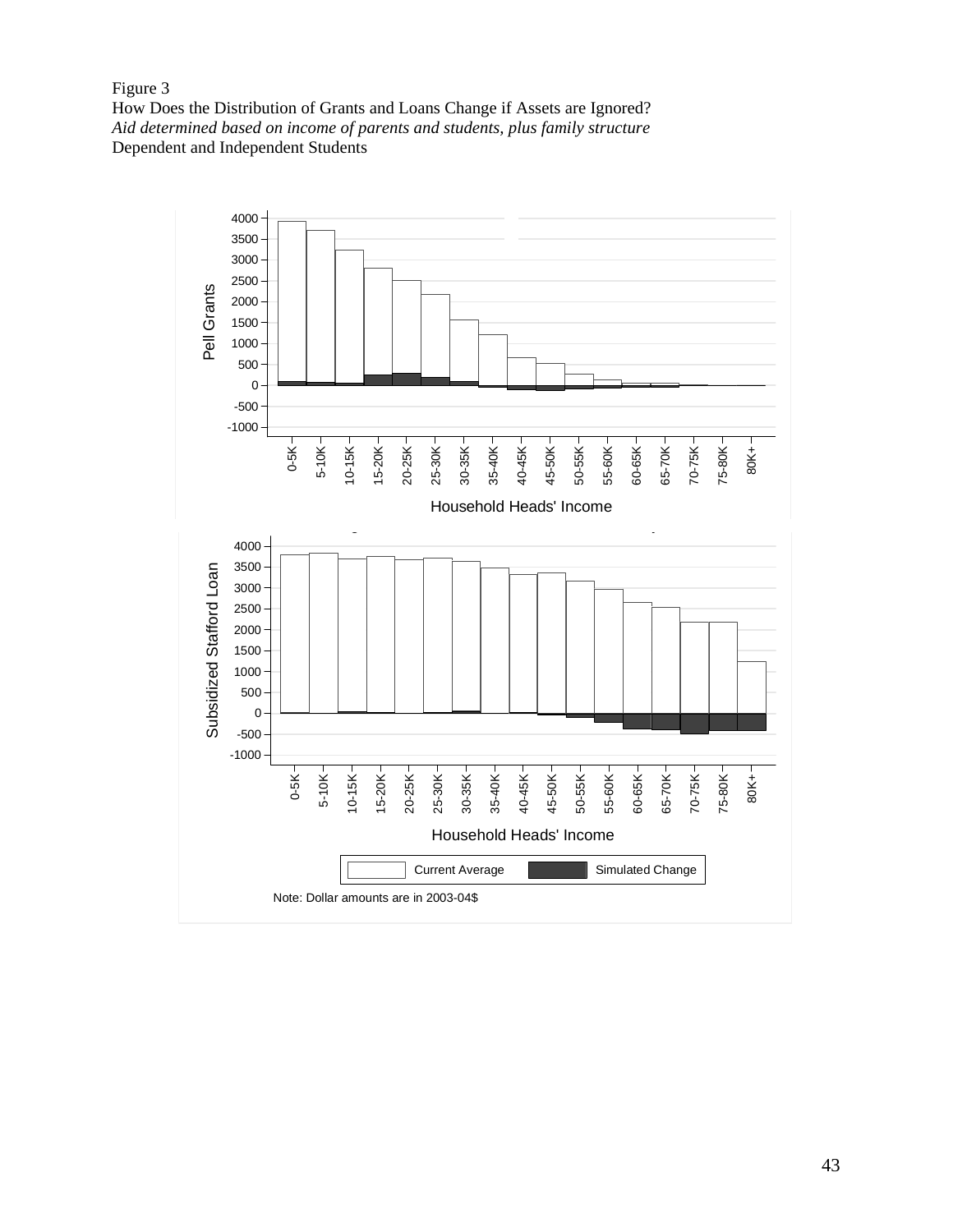Figure 3

How Does the Distribution of Grants and Loans Change if Assets are Ignored?

*Aid determined based on income of parents and students, plus family structure*

Dependent and Independent Students

Note: Dollar amounts are in 2003-04$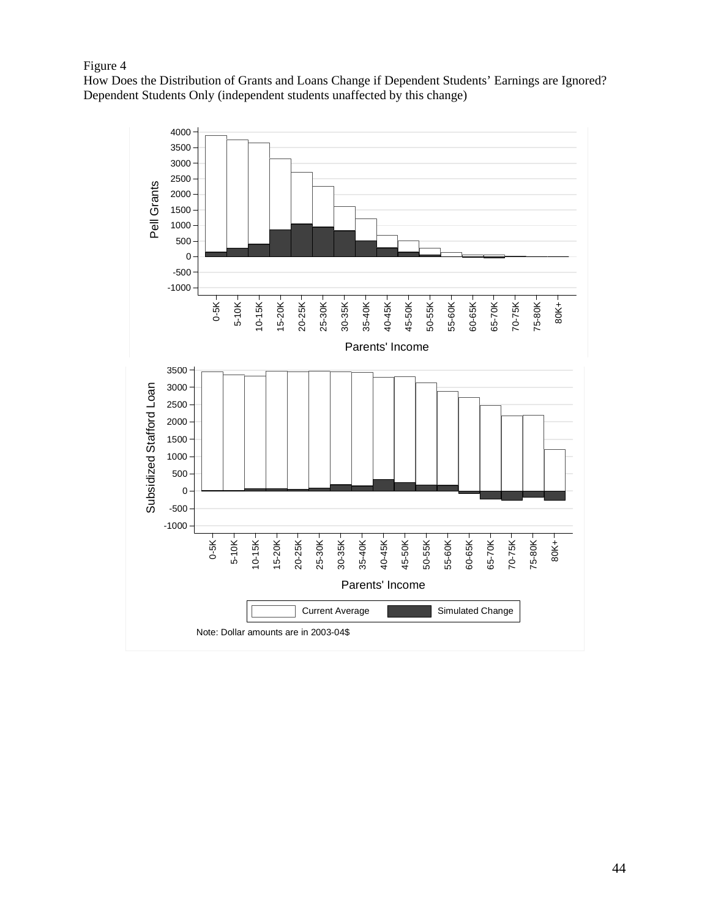Figure 4
How Does the Distribution of Grants and Loans Change if Dependent Students' Earnings are Ignored?
Dependent Students Only (independent students unaffected by this change)

Pell Grants

4000
3500
3000
2500
2000
1500
1000
500
0
-500
-1000

0-5K
5-10K
10-15K
15-20K
20-25K
25-30K
30-35K
35-40K
40-45K
45-50K
50-55K
55-60K
60-65K
65-70K
70-75K
75-80K
80K+

Parents' Income

Subsidized Stafford Loan

3500
3000
2500
2000
1500
1000
500
0
-500
-1000

0-5K
5-10K
10-15K
15-20K
20-25K
25-30K
30-35K
35-40K
40-45K
45-50K
50-55K
55-60K
60-65K
65-70K
70-75K
75-80K
80K+

Parents' Income

Current Average
Simulated Change

Note: Dollar amounts are in 2003-04$